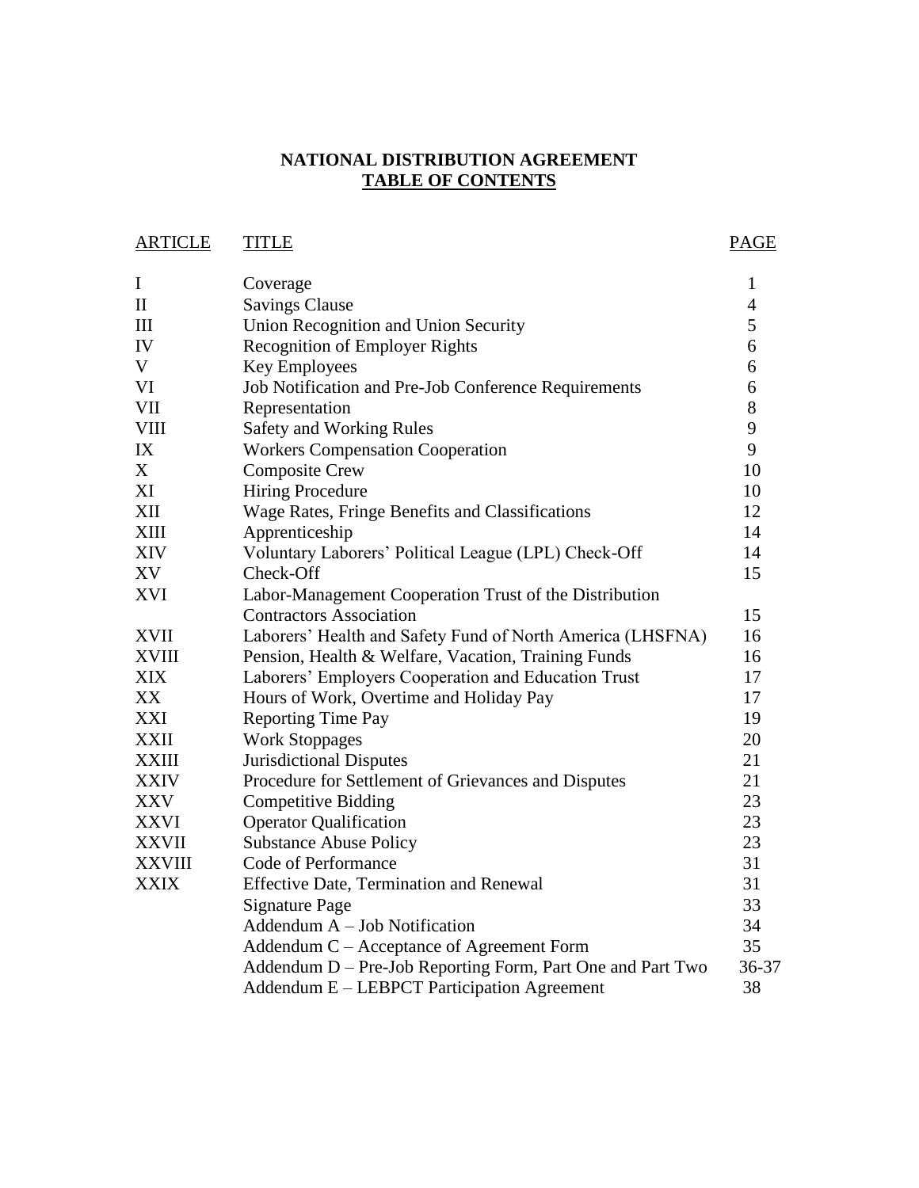# NATIONAL DISTRIBUTION AGREEMENT

## TABLE OF CONTENTS

| ARTICLE | TITLE | PAGE |
|---|---|---|
| I | Coverage | 1 |
| II | Savings Clause | 4 |
| III | Union Recognition and Union Security | 5 |
| IV | Recognition of Employer Rights | 6 |
| V | Key Employees | 6 |
| VI | Job Notification and Pre-Job Conference Requirements | 6 |
| VII | Representation | 8 |
| VIII | Safety and Working Rules | 9 |
| IX | Workers Compensation Cooperation | 9 |
| X | Composite Crew | 10 |
| XI | Hiring Procedure | 10 |
| XII | Wage Rates, Fringe Benefits and Classifications | 12 |
| XIII | Apprenticeship | 14 |
| XIV | Voluntary Laborers' Political League (LPL) Check-Off | 14 |
| XV | Check-Off | 15 |
| XVI | Labor-Management Cooperation Trust of the Distribution Contractors Association | 15 |
| XVII | Laborers' Health and Safety Fund of North America (LHSFNA) | 16 |
| XVIII | Pension, Health & Welfare, Vacation, Training Funds | 16 |
| XIX | Laborers' Employers Cooperation and Education Trust | 17 |
| XX | Hours of Work, Overtime and Holiday Pay | 17 |
| XXI | Reporting Time Pay | 19 |
| XXII | Work Stoppages | 20 |
| XXIII | Jurisdictional Disputes | 21 |
| XXIV | Procedure for Settlement of Grievances and Disputes | 21 |
| XXV | Competitive Bidding | 23 |
| XXVI | Operator Qualification | 23 |
| XXVII | Substance Abuse Policy | 23 |
| XXVIII | Code of Performance | 31 |
| XXIX | Effective Date, Termination and Renewal | 31 |
| | Signature Page | 33 |
| | Addendum A – Job Notification | 34 |
| | Addendum C – Acceptance of Agreement Form | 35 |
| | Addendum D – Pre-Job Reporting Form, Part One and Part Two | 36-37 |
| | Addendum E – LEBPCT Participation Agreement | 38 |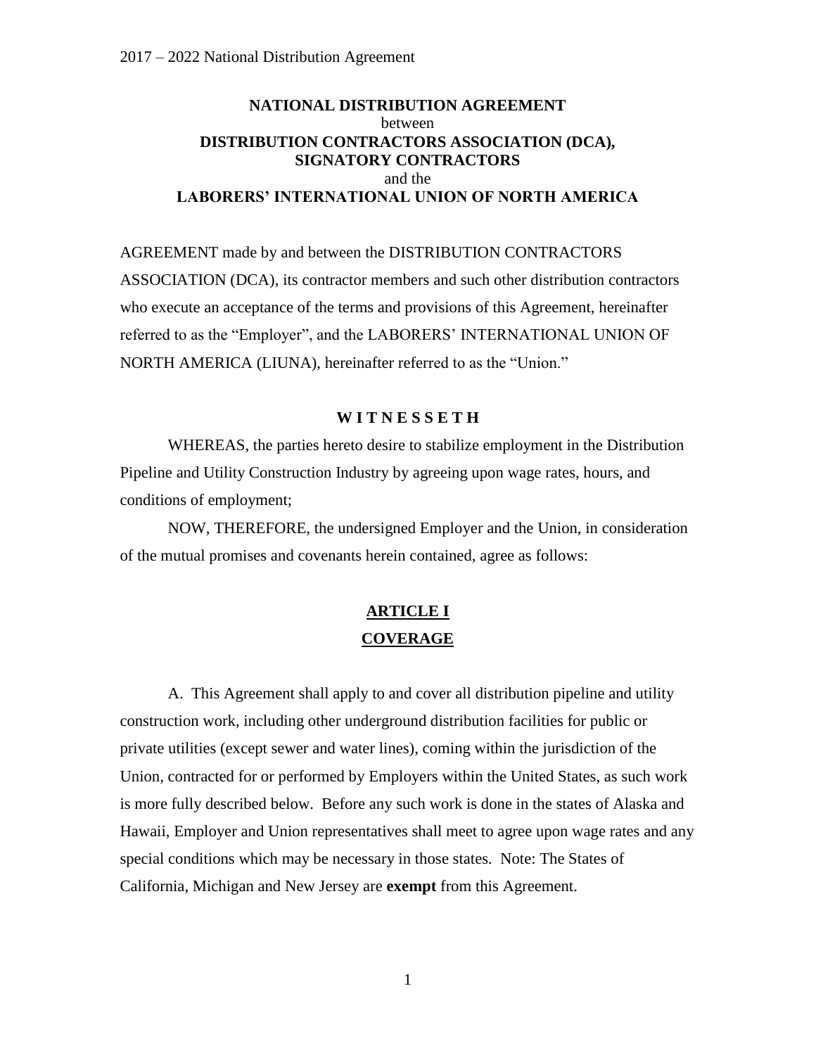# NATIONAL DISTRIBUTION AGREEMENT

between

**DISTRIBUTION CONTRACTORS ASSOCIATION (DCA), SIGNATORY CONTRACTORS**

and the

**LABORERS' INTERNATIONAL UNION OF NORTH AMERICA**

AGREEMENT made by and between the DISTRIBUTION CONTRACTORS ASSOCIATION (DCA), its contractor members and such other distribution contractors who execute an acceptance of the terms and provisions of this Agreement, hereinafter referred to as the "Employer", and the LABORERS' INTERNATIONAL UNION OF NORTH AMERICA (LIUNA), hereinafter referred to as the "Union."

**W I T N E S S E T H**

WHEREAS, the parties hereto desire to stabilize employment in the Distribution Pipeline and Utility Construction Industry by agreeing upon wage rates, hours, and conditions of employment;

NOW, THEREFORE, the undersigned Employer and the Union, in consideration of the mutual promises and covenants herein contained, agree as follows:

## ARTICLE I
## COVERAGE

A. This Agreement shall apply to and cover all distribution pipeline and utility construction work, including other underground distribution facilities for public or private utilities (except sewer and water lines), coming within the jurisdiction of the Union, contracted for or performed by Employers within the United States, as such work is more fully described below. Before any such work is done in the states of Alaska and Hawaii, Employer and Union representatives shall meet to agree upon wage rates and any special conditions which may be necessary in those states. Note: The States of California, Michigan and New Jersey are **exempt** from this Agreement.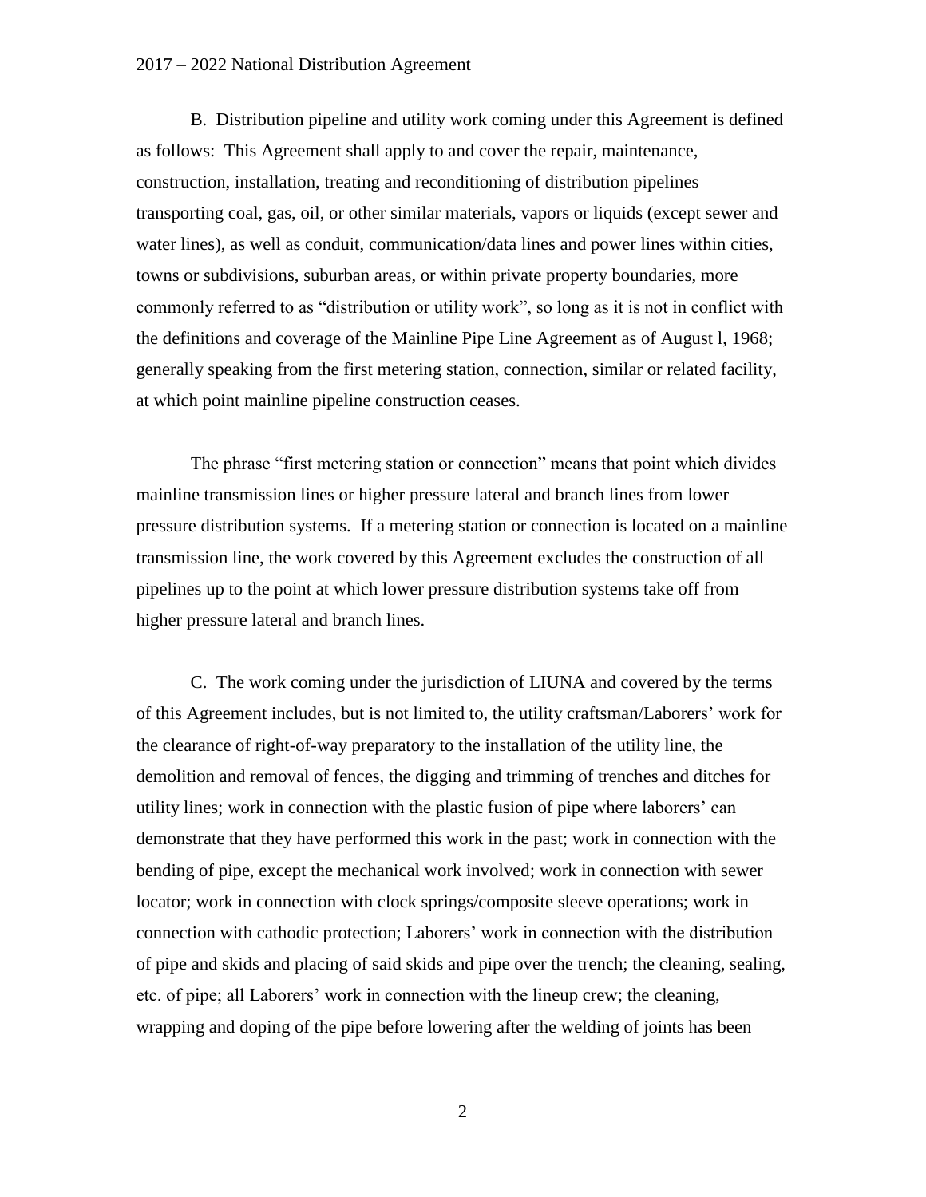B. Distribution pipeline and utility work coming under this Agreement is defined as follows: This Agreement shall apply to and cover the repair, maintenance, construction, installation, treating and reconditioning of distribution pipelines transporting coal, gas, oil, or other similar materials, vapors or liquids (except sewer and water lines), as well as conduit, communication/data lines and power lines within cities, towns or subdivisions, suburban areas, or within private property boundaries, more commonly referred to as "distribution or utility work", so long as it is not in conflict with the definitions and coverage of the Mainline Pipe Line Agreement as of August l, 1968; generally speaking from the first metering station, connection, similar or related facility, at which point mainline pipeline construction ceases.

The phrase "first metering station or connection" means that point which divides mainline transmission lines or higher pressure lateral and branch lines from lower pressure distribution systems. If a metering station or connection is located on a mainline transmission line, the work covered by this Agreement excludes the construction of all pipelines up to the point at which lower pressure distribution systems take off from higher pressure lateral and branch lines.

C. The work coming under the jurisdiction of LIUNA and covered by the terms of this Agreement includes, but is not limited to, the utility craftsman/Laborers' work for the clearance of right-of-way preparatory to the installation of the utility line, the demolition and removal of fences, the digging and trimming of trenches and ditches for utility lines; work in connection with the plastic fusion of pipe where laborers' can demonstrate that they have performed this work in the past; work in connection with the bending of pipe, except the mechanical work involved; work in connection with sewer locator; work in connection with clock springs/composite sleeve operations; work in connection with cathodic protection; Laborers' work in connection with the distribution of pipe and skids and placing of said skids and pipe over the trench; the cleaning, sealing, etc. of pipe; all Laborers' work in connection with the lineup crew; the cleaning, wrapping and doping of the pipe before lowering after the welding of joints has been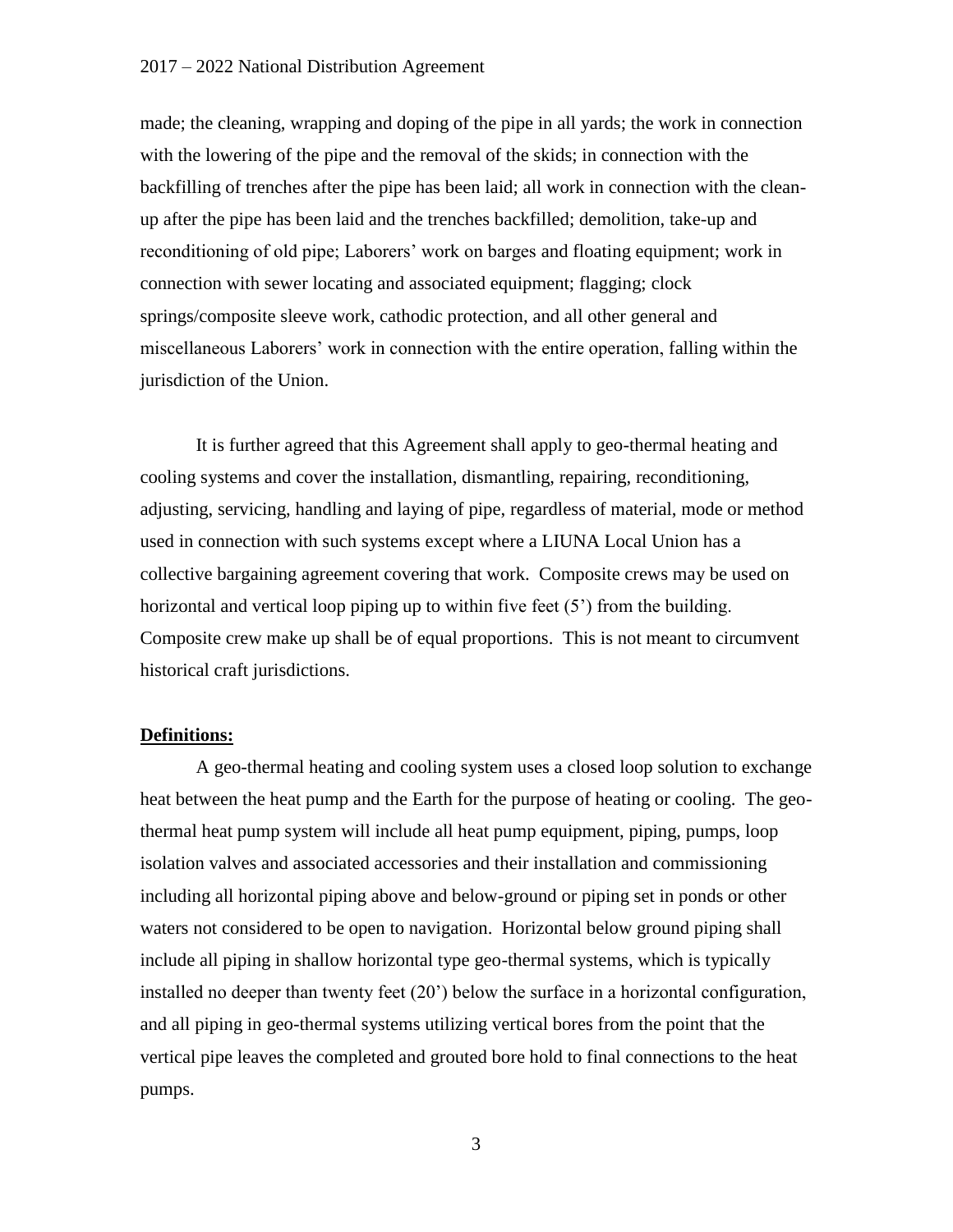made; the cleaning, wrapping and doping of the pipe in all yards; the work in connection with the lowering of the pipe and the removal of the skids; in connection with the backfilling of trenches after the pipe has been laid; all work in connection with the clean-up after the pipe has been laid and the trenches backfilled; demolition, take-up and reconditioning of old pipe; Laborers' work on barges and floating equipment; work in connection with sewer locating and associated equipment; flagging; clock springs/composite sleeve work, cathodic protection, and all other general and miscellaneous Laborers' work in connection with the entire operation, falling within the jurisdiction of the Union.

It is further agreed that this Agreement shall apply to geo-thermal heating and cooling systems and cover the installation, dismantling, repairing, reconditioning, adjusting, servicing, handling and laying of pipe, regardless of material, mode or method used in connection with such systems except where a LIUNA Local Union has a collective bargaining agreement covering that work. Composite crews may be used on horizontal and vertical loop piping up to within five feet (5') from the building. Composite crew make up shall be of equal proportions. This is not meant to circumvent historical craft jurisdictions.

**Definitions:**

A geo-thermal heating and cooling system uses a closed loop solution to exchange heat between the heat pump and the Earth for the purpose of heating or cooling. The geo-thermal heat pump system will include all heat pump equipment, piping, pumps, loop isolation valves and associated accessories and their installation and commissioning including all horizontal piping above and below-ground or piping set in ponds or other waters not considered to be open to navigation. Horizontal below ground piping shall include all piping in shallow horizontal type geo-thermal systems, which is typically installed no deeper than twenty feet (20') below the surface in a horizontal configuration, and all piping in geo-thermal systems utilizing vertical bores from the point that the vertical pipe leaves the completed and grouted bore hold to final connections to the heat pumps.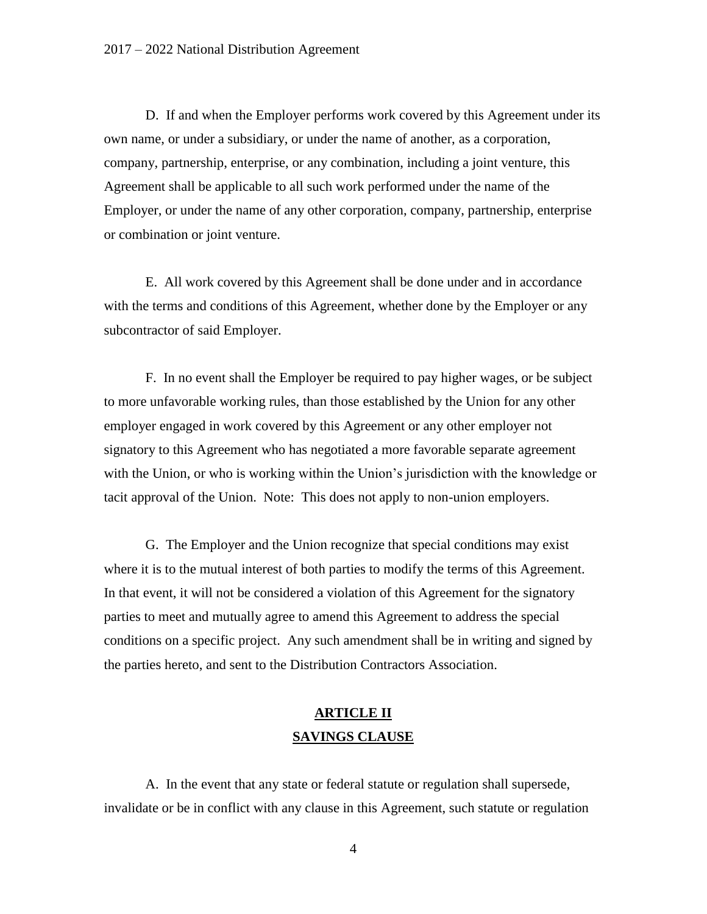D. If and when the Employer performs work covered by this Agreement under its own name, or under a subsidiary, or under the name of another, as a corporation, company, partnership, enterprise, or any combination, including a joint venture, this Agreement shall be applicable to all such work performed under the name of the Employer, or under the name of any other corporation, company, partnership, enterprise or combination or joint venture.

E. All work covered by this Agreement shall be done under and in accordance with the terms and conditions of this Agreement, whether done by the Employer or any subcontractor of said Employer.

F. In no event shall the Employer be required to pay higher wages, or be subject to more unfavorable working rules, than those established by the Union for any other employer engaged in work covered by this Agreement or any other employer not signatory to this Agreement who has negotiated a more favorable separate agreement with the Union, or who is working within the Union's jurisdiction with the knowledge or tacit approval of the Union. Note: This does not apply to non-union employers.

G. The Employer and the Union recognize that special conditions may exist where it is to the mutual interest of both parties to modify the terms of this Agreement. In that event, it will not be considered a violation of this Agreement for the signatory parties to meet and mutually agree to amend this Agreement to address the special conditions on a specific project. Any such amendment shall be in writing and signed by the parties hereto, and sent to the Distribution Contractors Association.

## ARTICLE II
## SAVINGS CLAUSE

A. In the event that any state or federal statute or regulation shall supersede, invalidate or be in conflict with any clause in this Agreement, such statute or regulation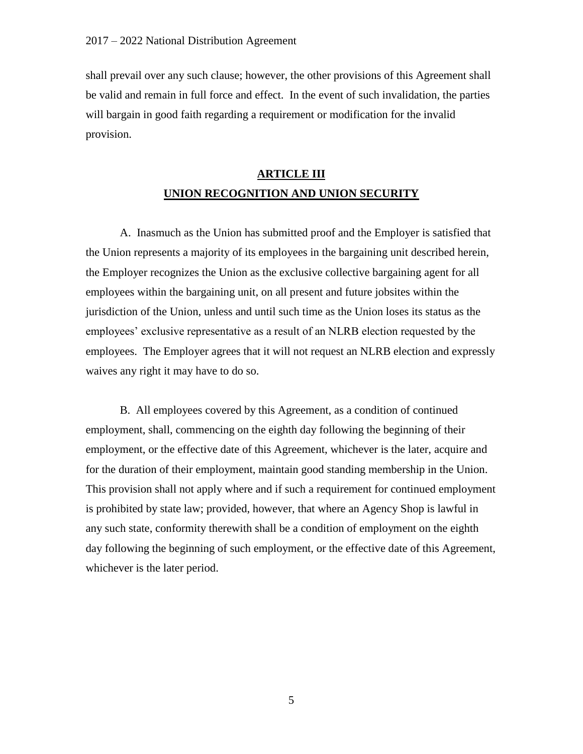shall prevail over any such clause; however, the other provisions of this Agreement shall be valid and remain in full force and effect. In the event of such invalidation, the parties will bargain in good faith regarding a requirement or modification for the invalid provision.

## ARTICLE III
## UNION RECOGNITION AND UNION SECURITY

A. Inasmuch as the Union has submitted proof and the Employer is satisfied that the Union represents a majority of its employees in the bargaining unit described herein, the Employer recognizes the Union as the exclusive collective bargaining agent for all employees within the bargaining unit, on all present and future jobsites within the jurisdiction of the Union, unless and until such time as the Union loses its status as the employees' exclusive representative as a result of an NLRB election requested by the employees. The Employer agrees that it will not request an NLRB election and expressly waives any right it may have to do so.

B. All employees covered by this Agreement, as a condition of continued employment, shall, commencing on the eighth day following the beginning of their employment, or the effective date of this Agreement, whichever is the later, acquire and for the duration of their employment, maintain good standing membership in the Union. This provision shall not apply where and if such a requirement for continued employment is prohibited by state law; provided, however, that where an Agency Shop is lawful in any such state, conformity therewith shall be a condition of employment on the eighth day following the beginning of such employment, or the effective date of this Agreement, whichever is the later period.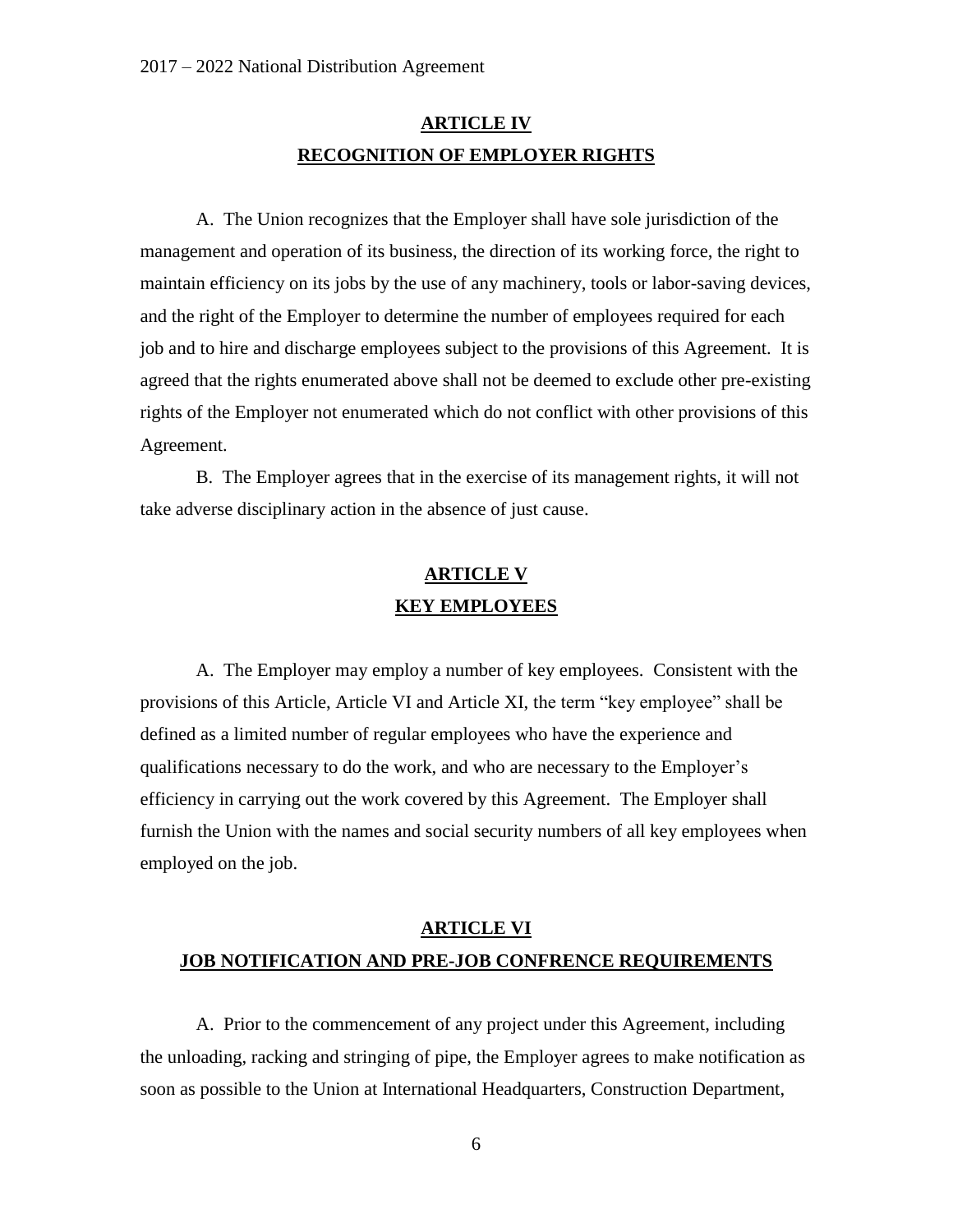## ARTICLE IV
## RECOGNITION OF EMPLOYER RIGHTS

A. The Union recognizes that the Employer shall have sole jurisdiction of the management and operation of its business, the direction of its working force, the right to maintain efficiency on its jobs by the use of any machinery, tools or labor-saving devices, and the right of the Employer to determine the number of employees required for each job and to hire and discharge employees subject to the provisions of this Agreement. It is agreed that the rights enumerated above shall not be deemed to exclude other pre-existing rights of the Employer not enumerated which do not conflict with other provisions of this Agreement.

B. The Employer agrees that in the exercise of its management rights, it will not take adverse disciplinary action in the absence of just cause.

## ARTICLE V
## KEY EMPLOYEES

A. The Employer may employ a number of key employees. Consistent with the provisions of this Article, Article VI and Article XI, the term "key employee" shall be defined as a limited number of regular employees who have the experience and qualifications necessary to do the work, and who are necessary to the Employer's efficiency in carrying out the work covered by this Agreement. The Employer shall furnish the Union with the names and social security numbers of all key employees when employed on the job.

## ARTICLE VI
## JOB NOTIFICATION AND PRE-JOB CONFRENCE REQUIREMENTS

A. Prior to the commencement of any project under this Agreement, including the unloading, racking and stringing of pipe, the Employer agrees to make notification as soon as possible to the Union at International Headquarters, Construction Department,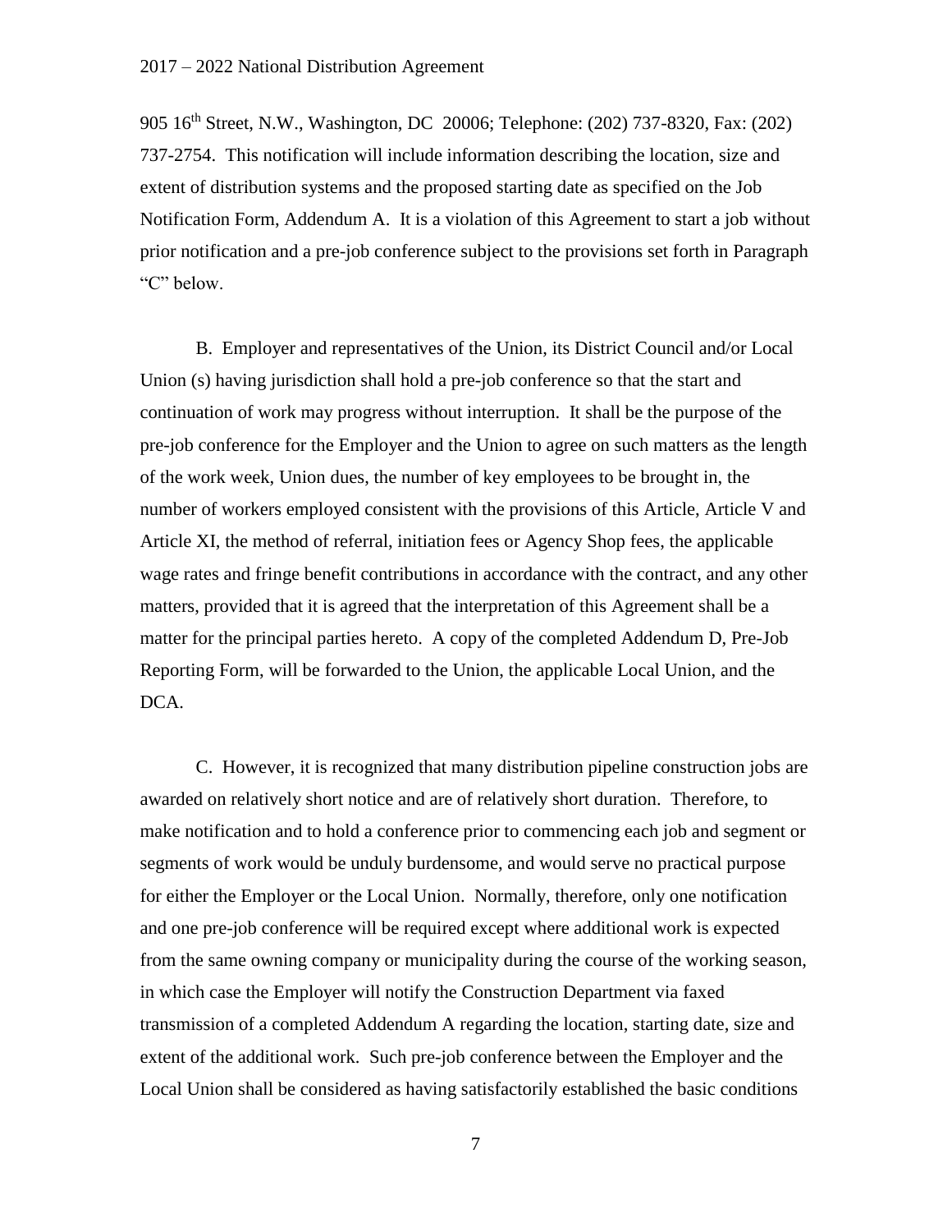905 16th Street, N.W., Washington, DC 20006; Telephone: (202) 737-8320, Fax: (202) 737-2754. This notification will include information describing the location, size and extent of distribution systems and the proposed starting date as specified on the Job Notification Form, Addendum A. It is a violation of this Agreement to start a job without prior notification and a pre-job conference subject to the provisions set forth in Paragraph "C" below.

B. Employer and representatives of the Union, its District Council and/or Local Union (s) having jurisdiction shall hold a pre-job conference so that the start and continuation of work may progress without interruption. It shall be the purpose of the pre-job conference for the Employer and the Union to agree on such matters as the length of the work week, Union dues, the number of key employees to be brought in, the number of workers employed consistent with the provisions of this Article, Article V and Article XI, the method of referral, initiation fees or Agency Shop fees, the applicable wage rates and fringe benefit contributions in accordance with the contract, and any other matters, provided that it is agreed that the interpretation of this Agreement shall be a matter for the principal parties hereto. A copy of the completed Addendum D, Pre-Job Reporting Form, will be forwarded to the Union, the applicable Local Union, and the DCA.

C. However, it is recognized that many distribution pipeline construction jobs are awarded on relatively short notice and are of relatively short duration. Therefore, to make notification and to hold a conference prior to commencing each job and segment or segments of work would be unduly burdensome, and would serve no practical purpose for either the Employer or the Local Union. Normally, therefore, only one notification and one pre-job conference will be required except where additional work is expected from the same owning company or municipality during the course of the working season, in which case the Employer will notify the Construction Department via faxed transmission of a completed Addendum A regarding the location, starting date, size and extent of the additional work. Such pre-job conference between the Employer and the Local Union shall be considered as having satisfactorily established the basic conditions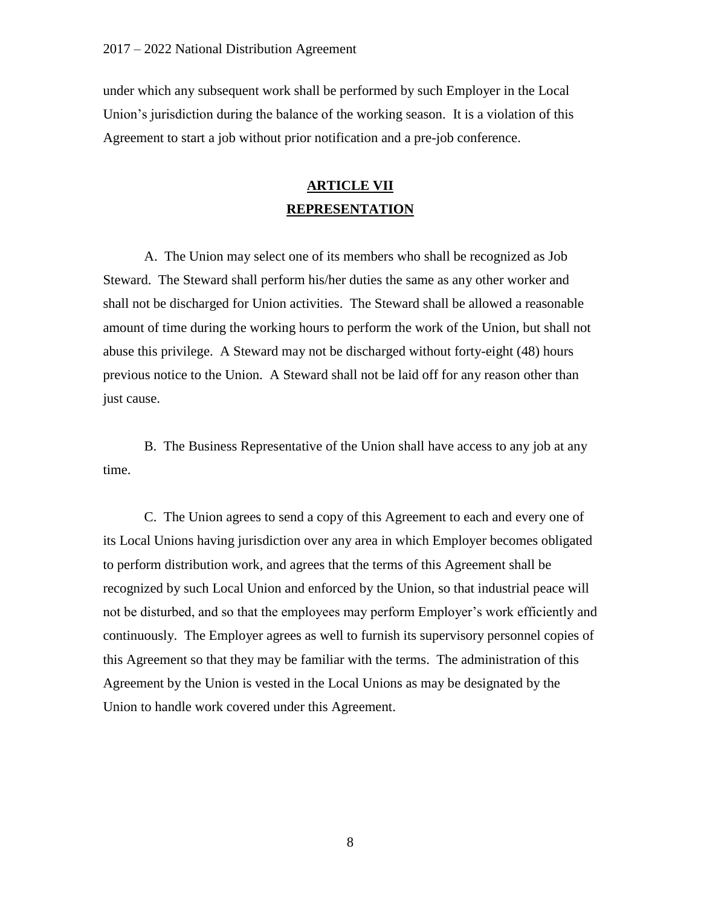under which any subsequent work shall be performed by such Employer in the Local Union's jurisdiction during the balance of the working season. It is a violation of this Agreement to start a job without prior notification and a pre-job conference.

## ARTICLE VII
## REPRESENTATION

A. The Union may select one of its members who shall be recognized as Job Steward. The Steward shall perform his/her duties the same as any other worker and shall not be discharged for Union activities. The Steward shall be allowed a reasonable amount of time during the working hours to perform the work of the Union, but shall not abuse this privilege. A Steward may not be discharged without forty-eight (48) hours previous notice to the Union. A Steward shall not be laid off for any reason other than just cause.

B. The Business Representative of the Union shall have access to any job at any time.

C. The Union agrees to send a copy of this Agreement to each and every one of its Local Unions having jurisdiction over any area in which Employer becomes obligated to perform distribution work, and agrees that the terms of this Agreement shall be recognized by such Local Union and enforced by the Union, so that industrial peace will not be disturbed, and so that the employees may perform Employer's work efficiently and continuously. The Employer agrees as well to furnish its supervisory personnel copies of this Agreement so that they may be familiar with the terms. The administration of this Agreement by the Union is vested in the Local Unions as may be designated by the Union to handle work covered under this Agreement.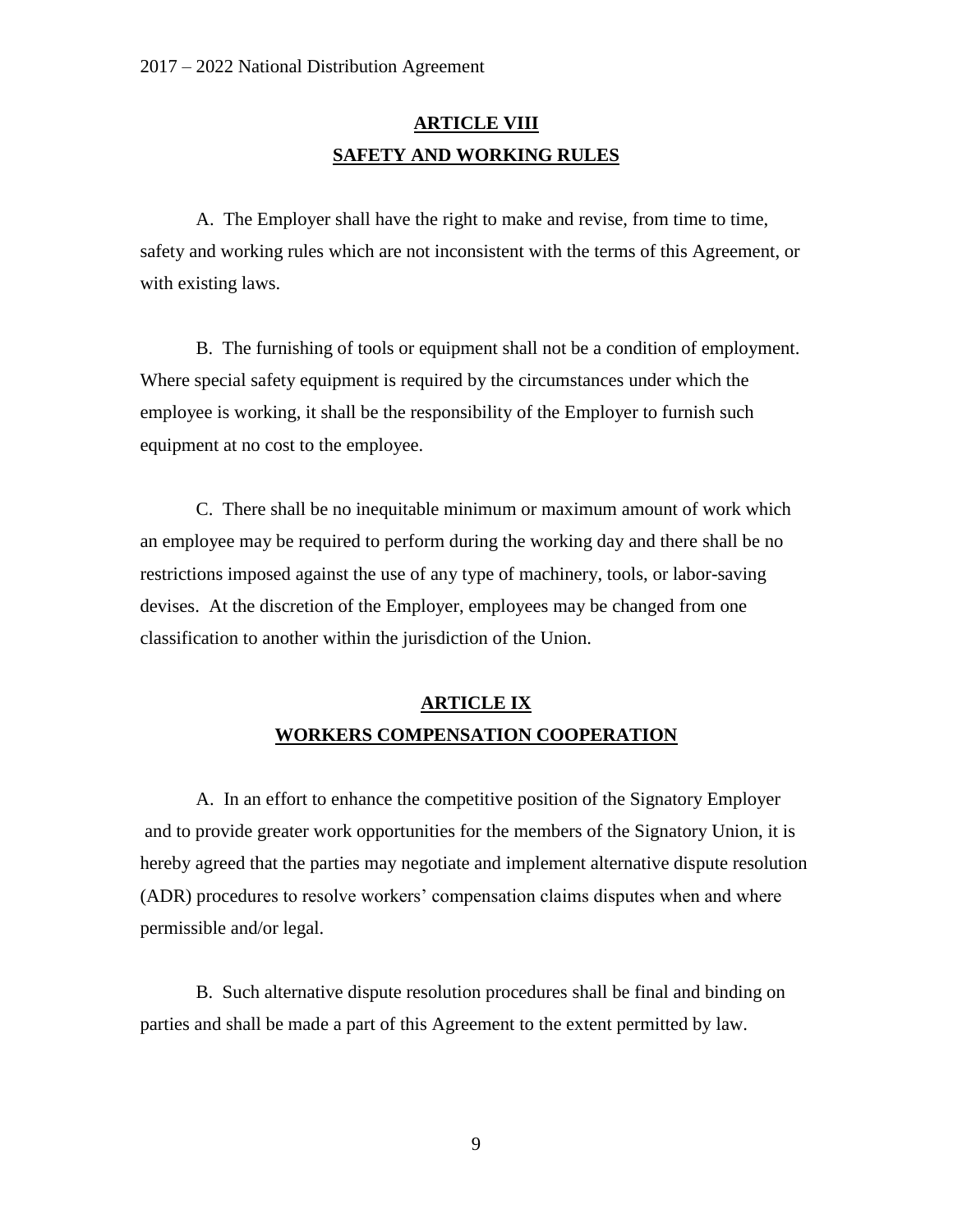## ARTICLE VIII
## SAFETY AND WORKING RULES

A. The Employer shall have the right to make and revise, from time to time, safety and working rules which are not inconsistent with the terms of this Agreement, or with existing laws.

B. The furnishing of tools or equipment shall not be a condition of employment. Where special safety equipment is required by the circumstances under which the employee is working, it shall be the responsibility of the Employer to furnish such equipment at no cost to the employee.

C. There shall be no inequitable minimum or maximum amount of work which an employee may be required to perform during the working day and there shall be no restrictions imposed against the use of any type of machinery, tools, or labor-saving devises. At the discretion of the Employer, employees may be changed from one classification to another within the jurisdiction of the Union.

## ARTICLE IX
## WORKERS COMPENSATION COOPERATION

A. In an effort to enhance the competitive position of the Signatory Employer and to provide greater work opportunities for the members of the Signatory Union, it is hereby agreed that the parties may negotiate and implement alternative dispute resolution (ADR) procedures to resolve workers' compensation claims disputes when and where permissible and/or legal.

B. Such alternative dispute resolution procedures shall be final and binding on parties and shall be made a part of this Agreement to the extent permitted by law.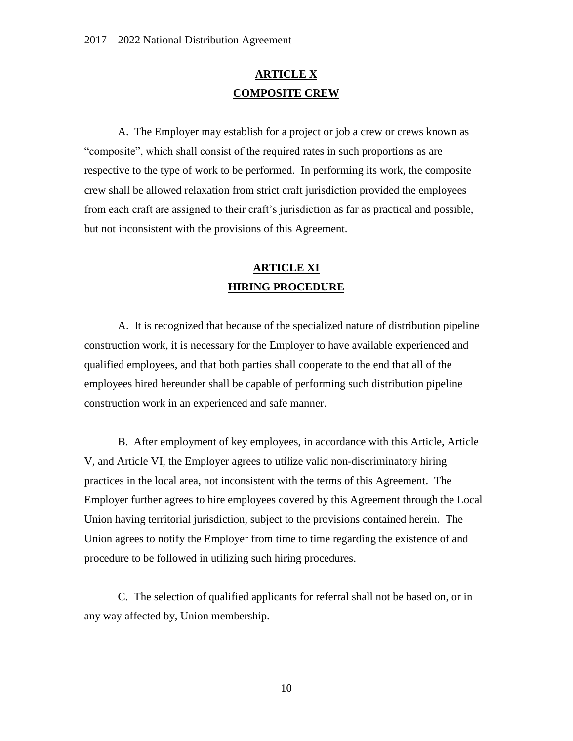## ARTICLE X
## COMPOSITE CREW

A. The Employer may establish for a project or job a crew or crews known as "composite", which shall consist of the required rates in such proportions as are respective to the type of work to be performed. In performing its work, the composite crew shall be allowed relaxation from strict craft jurisdiction provided the employees from each craft are assigned to their craft's jurisdiction as far as practical and possible, but not inconsistent with the provisions of this Agreement.

## ARTICLE XI
## HIRING PROCEDURE

A. It is recognized that because of the specialized nature of distribution pipeline construction work, it is necessary for the Employer to have available experienced and qualified employees, and that both parties shall cooperate to the end that all of the employees hired hereunder shall be capable of performing such distribution pipeline construction work in an experienced and safe manner.

B. After employment of key employees, in accordance with this Article, Article V, and Article VI, the Employer agrees to utilize valid non-discriminatory hiring practices in the local area, not inconsistent with the terms of this Agreement. The Employer further agrees to hire employees covered by this Agreement through the Local Union having territorial jurisdiction, subject to the provisions contained herein. The Union agrees to notify the Employer from time to time regarding the existence of and procedure to be followed in utilizing such hiring procedures.

C. The selection of qualified applicants for referral shall not be based on, or in any way affected by, Union membership.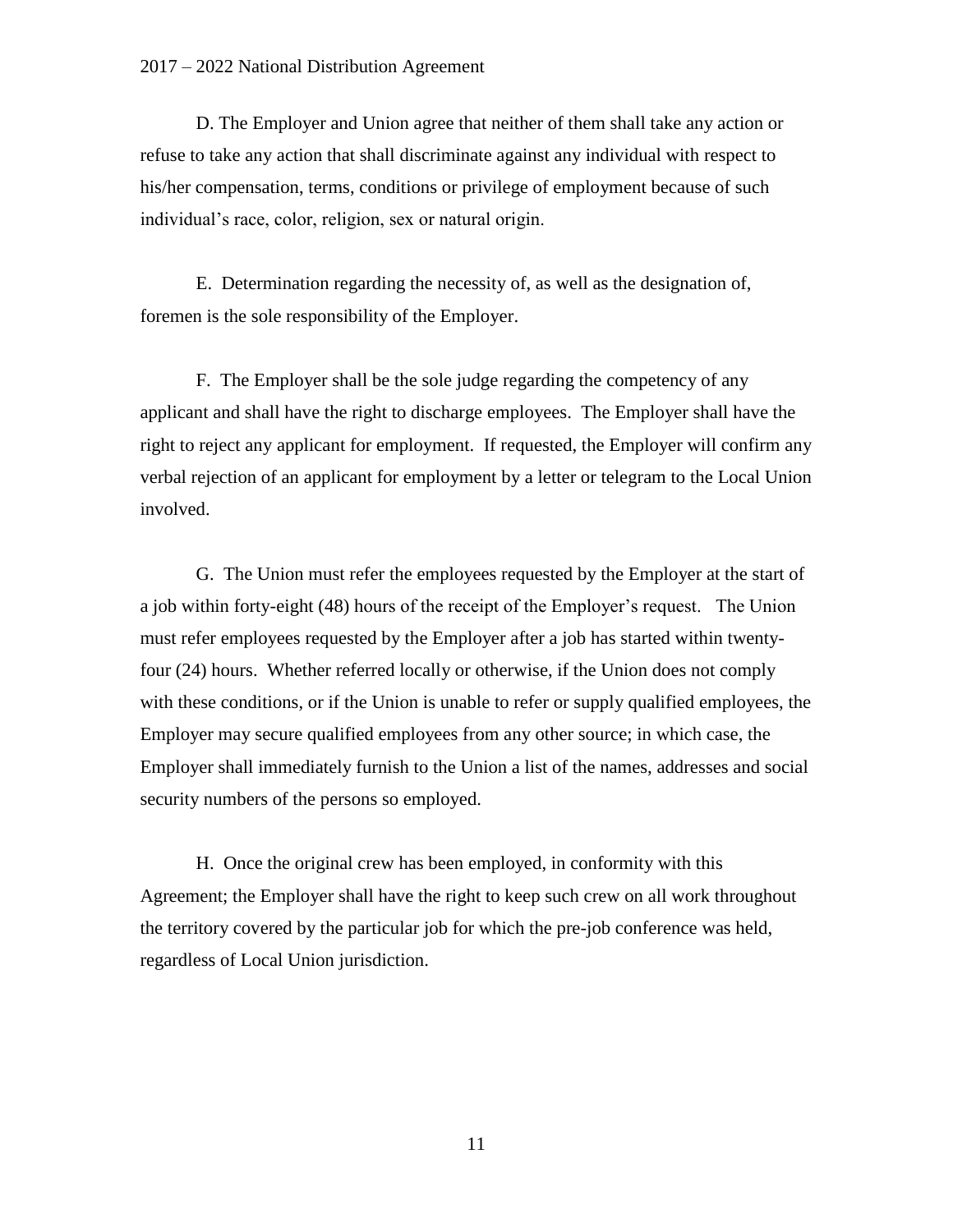D. The Employer and Union agree that neither of them shall take any action or refuse to take any action that shall discriminate against any individual with respect to his/her compensation, terms, conditions or privilege of employment because of such individual's race, color, religion, sex or natural origin.

E. Determination regarding the necessity of, as well as the designation of, foremen is the sole responsibility of the Employer.

F. The Employer shall be the sole judge regarding the competency of any applicant and shall have the right to discharge employees. The Employer shall have the right to reject any applicant for employment. If requested, the Employer will confirm any verbal rejection of an applicant for employment by a letter or telegram to the Local Union involved.

G. The Union must refer the employees requested by the Employer at the start of a job within forty-eight (48) hours of the receipt of the Employer's request. The Union must refer employees requested by the Employer after a job has started within twenty-four (24) hours. Whether referred locally or otherwise, if the Union does not comply with these conditions, or if the Union is unable to refer or supply qualified employees, the Employer may secure qualified employees from any other source; in which case, the Employer shall immediately furnish to the Union a list of the names, addresses and social security numbers of the persons so employed.

H. Once the original crew has been employed, in conformity with this Agreement; the Employer shall have the right to keep such crew on all work throughout the territory covered by the particular job for which the pre-job conference was held, regardless of Local Union jurisdiction.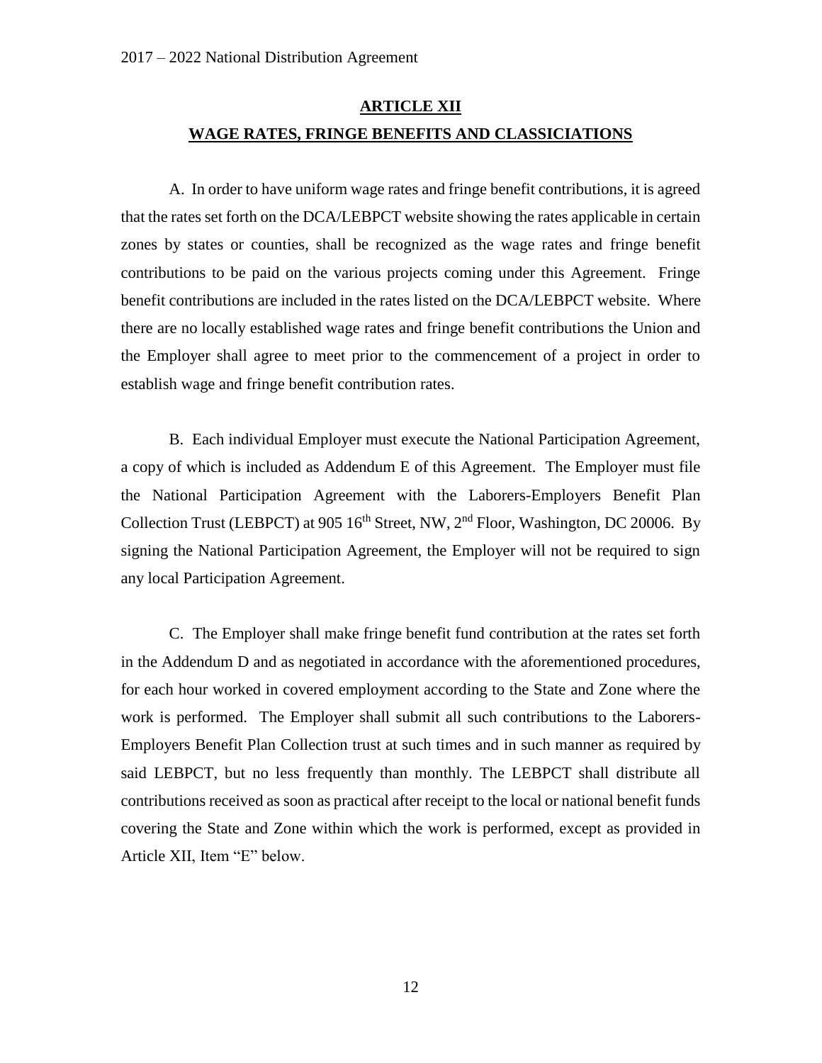## ARTICLE XII

## WAGE RATES, FRINGE BENEFITS AND CLASSICIATIONS

A. In order to have uniform wage rates and fringe benefit contributions, it is agreed that the rates set forth on the DCA/LEBPCT website showing the rates applicable in certain zones by states or counties, shall be recognized as the wage rates and fringe benefit contributions to be paid on the various projects coming under this Agreement. Fringe benefit contributions are included in the rates listed on the DCA/LEBPCT website. Where there are no locally established wage rates and fringe benefit contributions the Union and the Employer shall agree to meet prior to the commencement of a project in order to establish wage and fringe benefit contribution rates.

B. Each individual Employer must execute the National Participation Agreement, a copy of which is included as Addendum E of this Agreement. The Employer must file the National Participation Agreement with the Laborers-Employers Benefit Plan Collection Trust (LEBPCT) at 905 16th Street, NW, 2nd Floor, Washington, DC 20006. By signing the National Participation Agreement, the Employer will not be required to sign any local Participation Agreement.

C. The Employer shall make fringe benefit fund contribution at the rates set forth in the Addendum D and as negotiated in accordance with the aforementioned procedures, for each hour worked in covered employment according to the State and Zone where the work is performed. The Employer shall submit all such contributions to the Laborers-Employers Benefit Plan Collection trust at such times and in such manner as required by said LEBPCT, but no less frequently than monthly. The LEBPCT shall distribute all contributions received as soon as practical after receipt to the local or national benefit funds covering the State and Zone within which the work is performed, except as provided in Article XII, Item "E" below.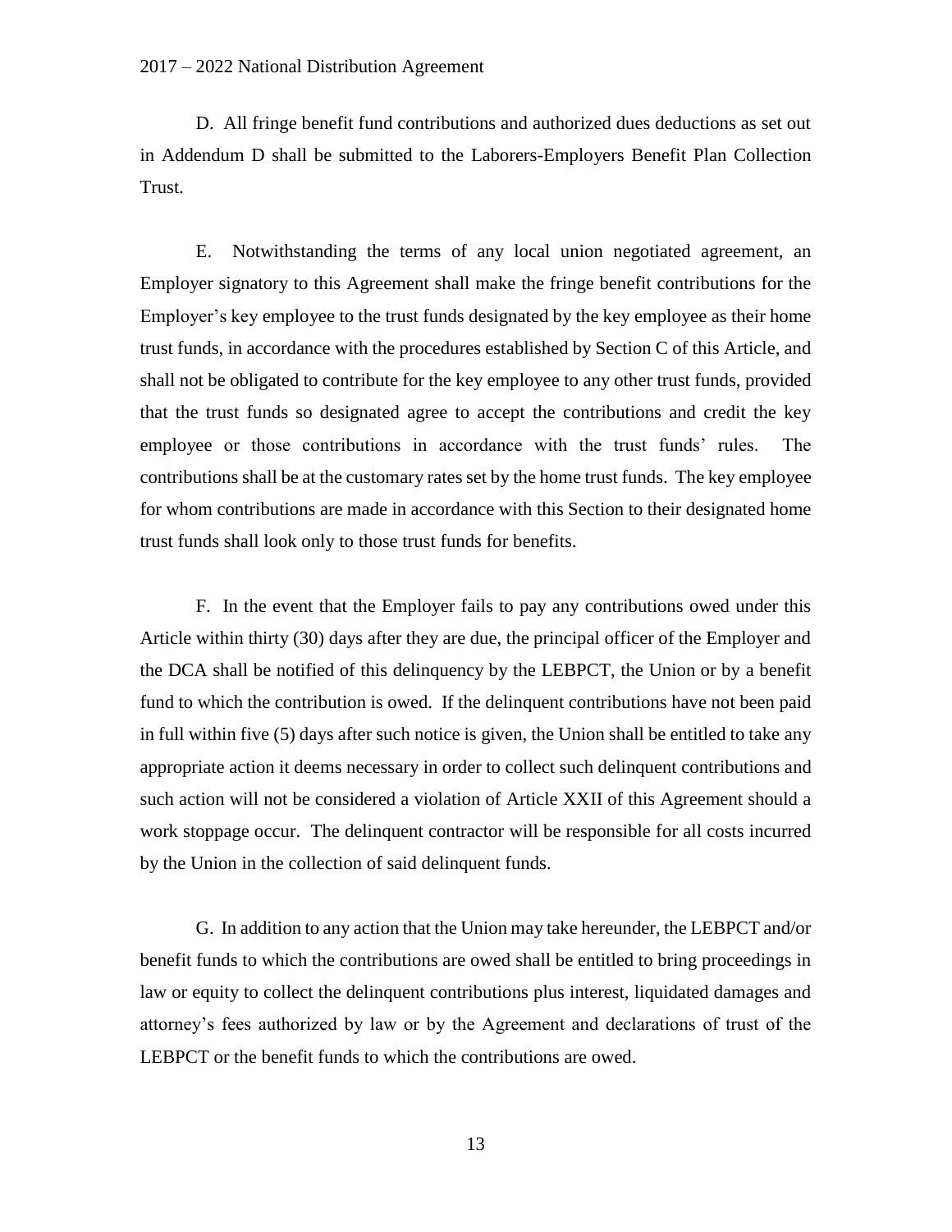D. All fringe benefit fund contributions and authorized dues deductions as set out in Addendum D shall be submitted to the Laborers-Employers Benefit Plan Collection Trust.

E. Notwithstanding the terms of any local union negotiated agreement, an Employer signatory to this Agreement shall make the fringe benefit contributions for the Employer's key employee to the trust funds designated by the key employee as their home trust funds, in accordance with the procedures established by Section C of this Article, and shall not be obligated to contribute for the key employee to any other trust funds, provided that the trust funds so designated agree to accept the contributions and credit the key employee or those contributions in accordance with the trust funds' rules. The contributions shall be at the customary rates set by the home trust funds. The key employee for whom contributions are made in accordance with this Section to their designated home trust funds shall look only to those trust funds for benefits.

F. In the event that the Employer fails to pay any contributions owed under this Article within thirty (30) days after they are due, the principal officer of the Employer and the DCA shall be notified of this delinquency by the LEBPCT, the Union or by a benefit fund to which the contribution is owed. If the delinquent contributions have not been paid in full within five (5) days after such notice is given, the Union shall be entitled to take any appropriate action it deems necessary in order to collect such delinquent contributions and such action will not be considered a violation of Article XXII of this Agreement should a work stoppage occur. The delinquent contractor will be responsible for all costs incurred by the Union in the collection of said delinquent funds.

G. In addition to any action that the Union may take hereunder, the LEBPCT and/or benefit funds to which the contributions are owed shall be entitled to bring proceedings in law or equity to collect the delinquent contributions plus interest, liquidated damages and attorney's fees authorized by law or by the Agreement and declarations of trust of the LEBPCT or the benefit funds to which the contributions are owed.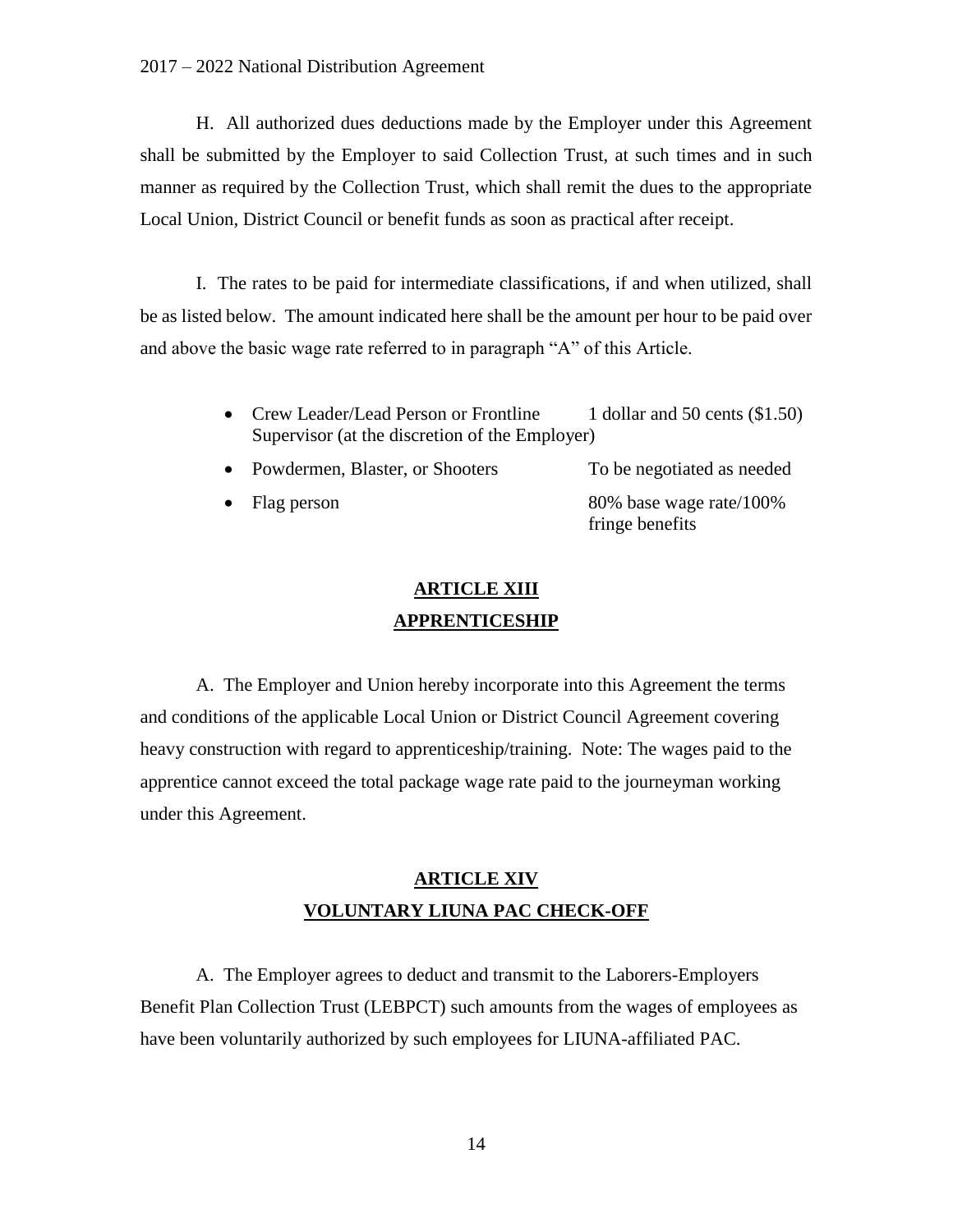H. All authorized dues deductions made by the Employer under this Agreement shall be submitted by the Employer to said Collection Trust, at such times and in such manner as required by the Collection Trust, which shall remit the dues to the appropriate Local Union, District Council or benefit funds as soon as practical after receipt.

I. The rates to be paid for intermediate classifications, if and when utilized, shall be as listed below. The amount indicated here shall be the amount per hour to be paid over and above the basic wage rate referred to in paragraph "A" of this Article.

- Crew Leader/Lead Person or Frontline Supervisor (at the discretion of the Employer) — 1 dollar and 50 cents ($1.50)
- Powdermen, Blaster, or Shooters — To be negotiated as needed
- Flag person — 80% base wage rate/100% fringe benefits

## ARTICLE XIII
## APPRENTICESHIP

A. The Employer and Union hereby incorporate into this Agreement the terms and conditions of the applicable Local Union or District Council Agreement covering heavy construction with regard to apprenticeship/training. Note: The wages paid to the apprentice cannot exceed the total package wage rate paid to the journeyman working under this Agreement.

## ARTICLE XIV
## VOLUNTARY LIUNA PAC CHECK-OFF

A. The Employer agrees to deduct and transmit to the Laborers-Employers Benefit Plan Collection Trust (LEBPCT) such amounts from the wages of employees as have been voluntarily authorized by such employees for LIUNA-affiliated PAC.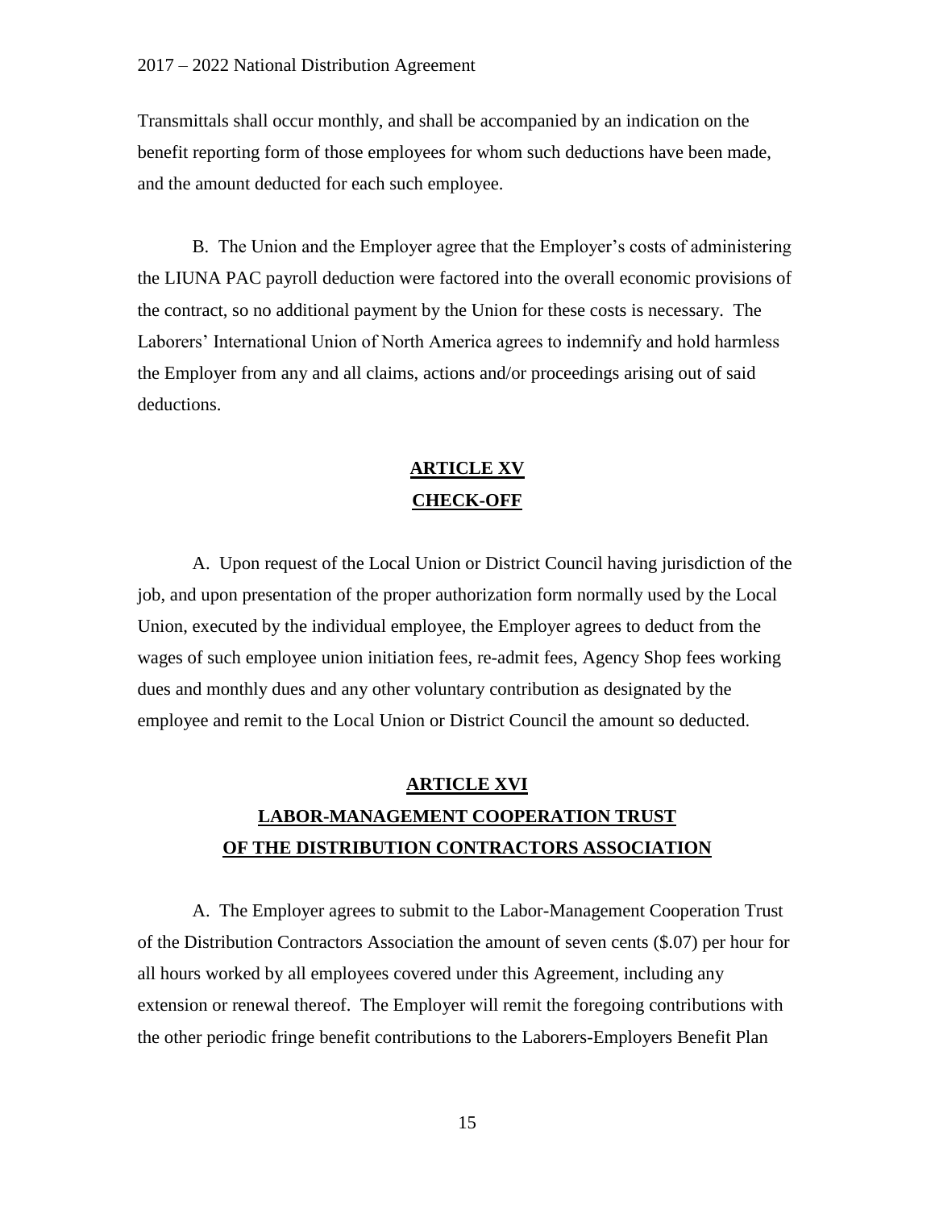Transmittals shall occur monthly, and shall be accompanied by an indication on the benefit reporting form of those employees for whom such deductions have been made, and the amount deducted for each such employee.

B. The Union and the Employer agree that the Employer's costs of administering the LIUNA PAC payroll deduction were factored into the overall economic provisions of the contract, so no additional payment by the Union for these costs is necessary. The Laborers' International Union of North America agrees to indemnify and hold harmless the Employer from any and all claims, actions and/or proceedings arising out of said deductions.

## ARTICLE XV
## CHECK-OFF

A. Upon request of the Local Union or District Council having jurisdiction of the job, and upon presentation of the proper authorization form normally used by the Local Union, executed by the individual employee, the Employer agrees to deduct from the wages of such employee union initiation fees, re-admit fees, Agency Shop fees working dues and monthly dues and any other voluntary contribution as designated by the employee and remit to the Local Union or District Council the amount so deducted.

## ARTICLE XVI
## LABOR-MANAGEMENT COOPERATION TRUST OF THE DISTRIBUTION CONTRACTORS ASSOCIATION

A. The Employer agrees to submit to the Labor-Management Cooperation Trust of the Distribution Contractors Association the amount of seven cents ($.07) per hour for all hours worked by all employees covered under this Agreement, including any extension or renewal thereof. The Employer will remit the foregoing contributions with the other periodic fringe benefit contributions to the Laborers-Employers Benefit Plan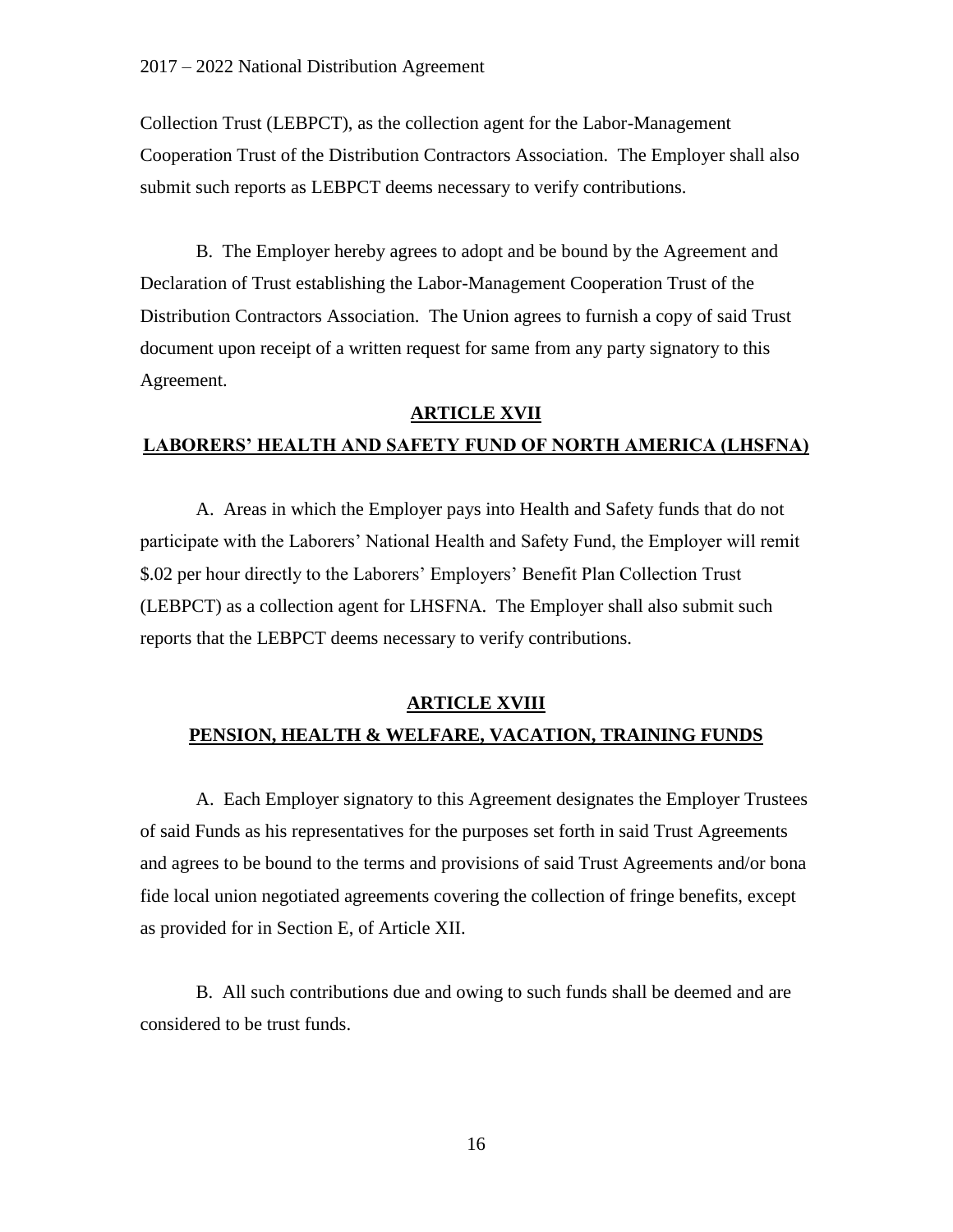Collection Trust (LEBPCT), as the collection agent for the Labor-Management Cooperation Trust of the Distribution Contractors Association. The Employer shall also submit such reports as LEBPCT deems necessary to verify contributions.

B. The Employer hereby agrees to adopt and be bound by the Agreement and Declaration of Trust establishing the Labor-Management Cooperation Trust of the Distribution Contractors Association. The Union agrees to furnish a copy of said Trust document upon receipt of a written request for same from any party signatory to this Agreement.

## ARTICLE XVII

## LABORERS' HEALTH AND SAFETY FUND OF NORTH AMERICA (LHSFNA)

A. Areas in which the Employer pays into Health and Safety funds that do not participate with the Laborers' National Health and Safety Fund, the Employer will remit \$.02 per hour directly to the Laborers' Employers' Benefit Plan Collection Trust (LEBPCT) as a collection agent for LHSFNA. The Employer shall also submit such reports that the LEBPCT deems necessary to verify contributions.

## ARTICLE XVIII

## PENSION, HEALTH & WELFARE, VACATION, TRAINING FUNDS

A. Each Employer signatory to this Agreement designates the Employer Trustees of said Funds as his representatives for the purposes set forth in said Trust Agreements and agrees to be bound to the terms and provisions of said Trust Agreements and/or bona fide local union negotiated agreements covering the collection of fringe benefits, except as provided for in Section E, of Article XII.

B. All such contributions due and owing to such funds shall be deemed and are considered to be trust funds.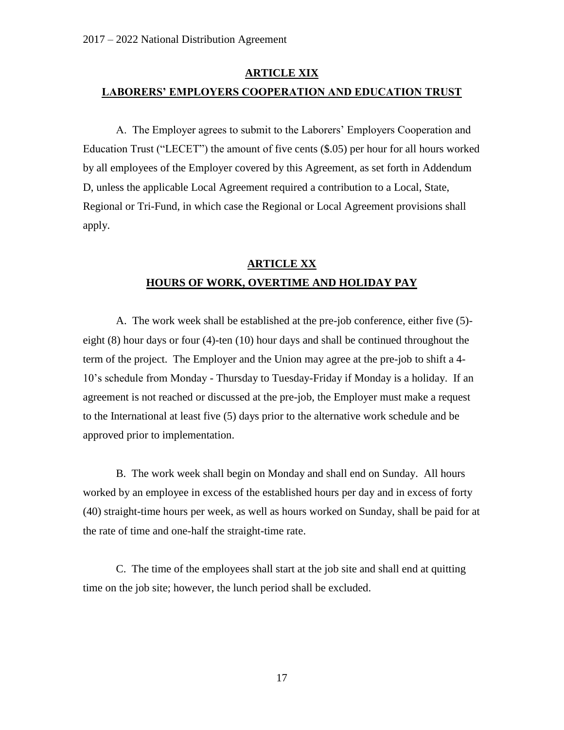## ARTICLE XIX

## LABORERS' EMPLOYERS COOPERATION AND EDUCATION TRUST

A. The Employer agrees to submit to the Laborers' Employers Cooperation and Education Trust ("LECET") the amount of five cents ($.05) per hour for all hours worked by all employees of the Employer covered by this Agreement, as set forth in Addendum D, unless the applicable Local Agreement required a contribution to a Local, State, Regional or Tri-Fund, in which case the Regional or Local Agreement provisions shall apply.

## ARTICLE XX

## HOURS OF WORK, OVERTIME AND HOLIDAY PAY

A. The work week shall be established at the pre-job conference, either five (5)-eight (8) hour days or four (4)-ten (10) hour days and shall be continued throughout the term of the project. The Employer and the Union may agree at the pre-job to shift a 4-10's schedule from Monday - Thursday to Tuesday-Friday if Monday is a holiday. If an agreement is not reached or discussed at the pre-job, the Employer must make a request to the International at least five (5) days prior to the alternative work schedule and be approved prior to implementation.

B. The work week shall begin on Monday and shall end on Sunday. All hours worked by an employee in excess of the established hours per day and in excess of forty (40) straight-time hours per week, as well as hours worked on Sunday, shall be paid for at the rate of time and one-half the straight-time rate.

C. The time of the employees shall start at the job site and shall end at quitting time on the job site; however, the lunch period shall be excluded.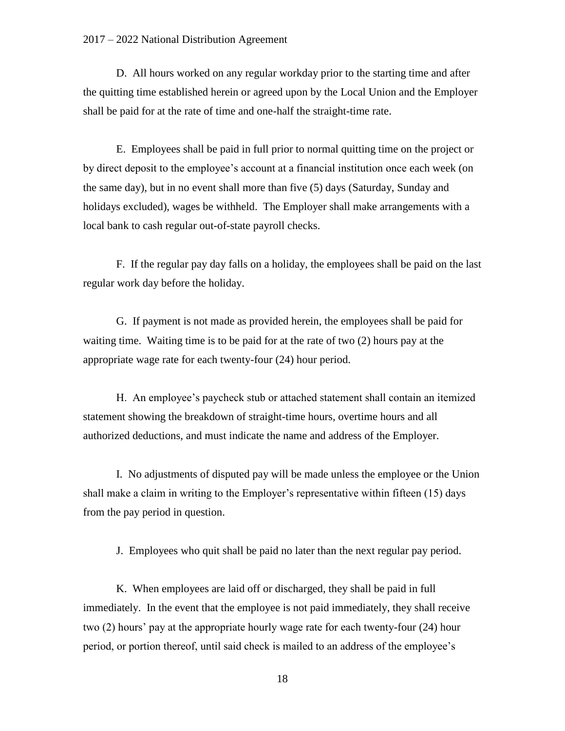D. All hours worked on any regular workday prior to the starting time and after the quitting time established herein or agreed upon by the Local Union and the Employer shall be paid for at the rate of time and one-half the straight-time rate.

E. Employees shall be paid in full prior to normal quitting time on the project or by direct deposit to the employee's account at a financial institution once each week (on the same day), but in no event shall more than five (5) days (Saturday, Sunday and holidays excluded), wages be withheld. The Employer shall make arrangements with a local bank to cash regular out-of-state payroll checks.

F. If the regular pay day falls on a holiday, the employees shall be paid on the last regular work day before the holiday.

G. If payment is not made as provided herein, the employees shall be paid for waiting time. Waiting time is to be paid for at the rate of two (2) hours pay at the appropriate wage rate for each twenty-four (24) hour period.

H. An employee's paycheck stub or attached statement shall contain an itemized statement showing the breakdown of straight-time hours, overtime hours and all authorized deductions, and must indicate the name and address of the Employer.

I. No adjustments of disputed pay will be made unless the employee or the Union shall make a claim in writing to the Employer's representative within fifteen (15) days from the pay period in question.

J. Employees who quit shall be paid no later than the next regular pay period.

K. When employees are laid off or discharged, they shall be paid in full immediately. In the event that the employee is not paid immediately, they shall receive two (2) hours' pay at the appropriate hourly wage rate for each twenty-four (24) hour period, or portion thereof, until said check is mailed to an address of the employee's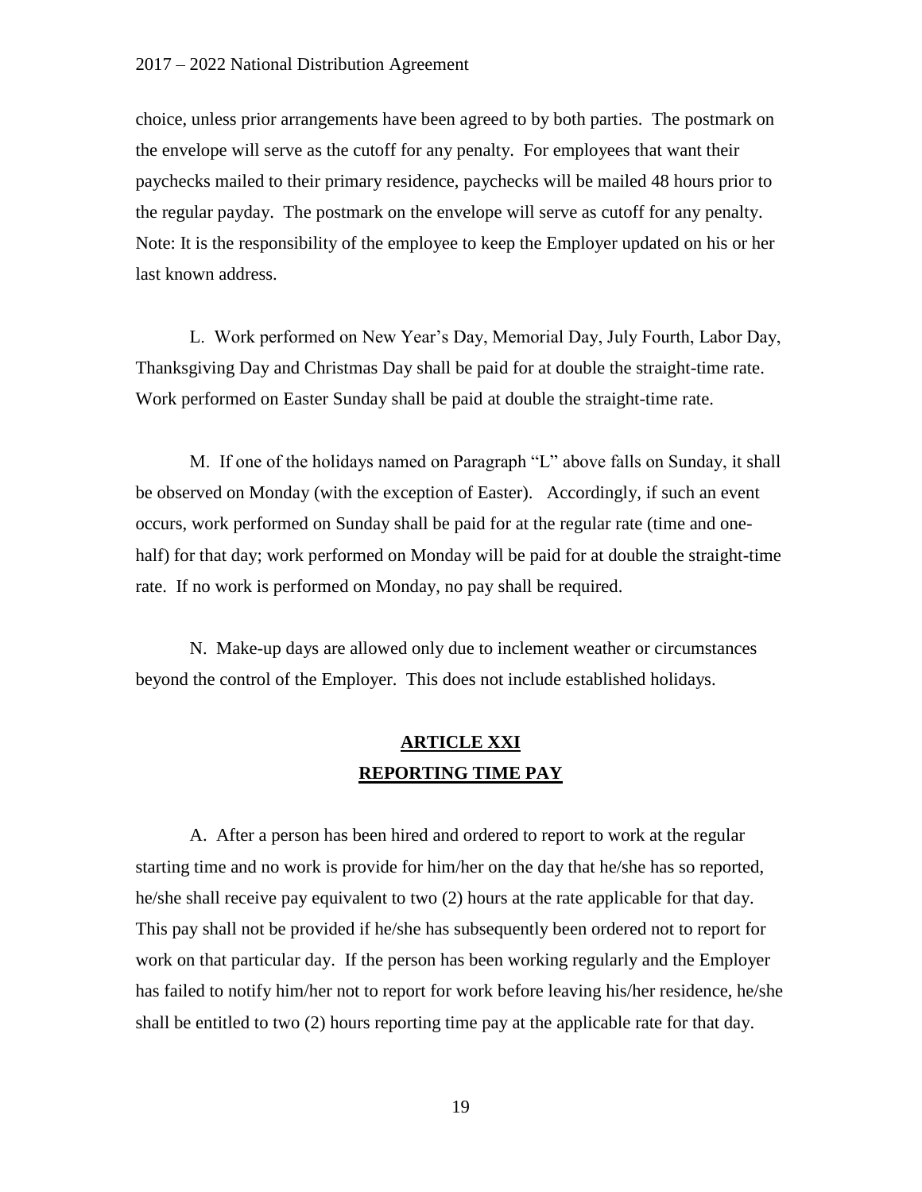choice, unless prior arrangements have been agreed to by both parties. The postmark on the envelope will serve as the cutoff for any penalty. For employees that want their paychecks mailed to their primary residence, paychecks will be mailed 48 hours prior to the regular payday. The postmark on the envelope will serve as cutoff for any penalty. Note: It is the responsibility of the employee to keep the Employer updated on his or her last known address.

L. Work performed on New Year's Day, Memorial Day, July Fourth, Labor Day, Thanksgiving Day and Christmas Day shall be paid for at double the straight-time rate. Work performed on Easter Sunday shall be paid at double the straight-time rate.

M. If one of the holidays named on Paragraph "L" above falls on Sunday, it shall be observed on Monday (with the exception of Easter). Accordingly, if such an event occurs, work performed on Sunday shall be paid for at the regular rate (time and one-half) for that day; work performed on Monday will be paid for at double the straight-time rate. If no work is performed on Monday, no pay shall be required.

N. Make-up days are allowed only due to inclement weather or circumstances beyond the control of the Employer. This does not include established holidays.

## ARTICLE XXI
## REPORTING TIME PAY

A. After a person has been hired and ordered to report to work at the regular starting time and no work is provide for him/her on the day that he/she has so reported, he/she shall receive pay equivalent to two (2) hours at the rate applicable for that day. This pay shall not be provided if he/she has subsequently been ordered not to report for work on that particular day. If the person has been working regularly and the Employer has failed to notify him/her not to report for work before leaving his/her residence, he/she shall be entitled to two (2) hours reporting time pay at the applicable rate for that day.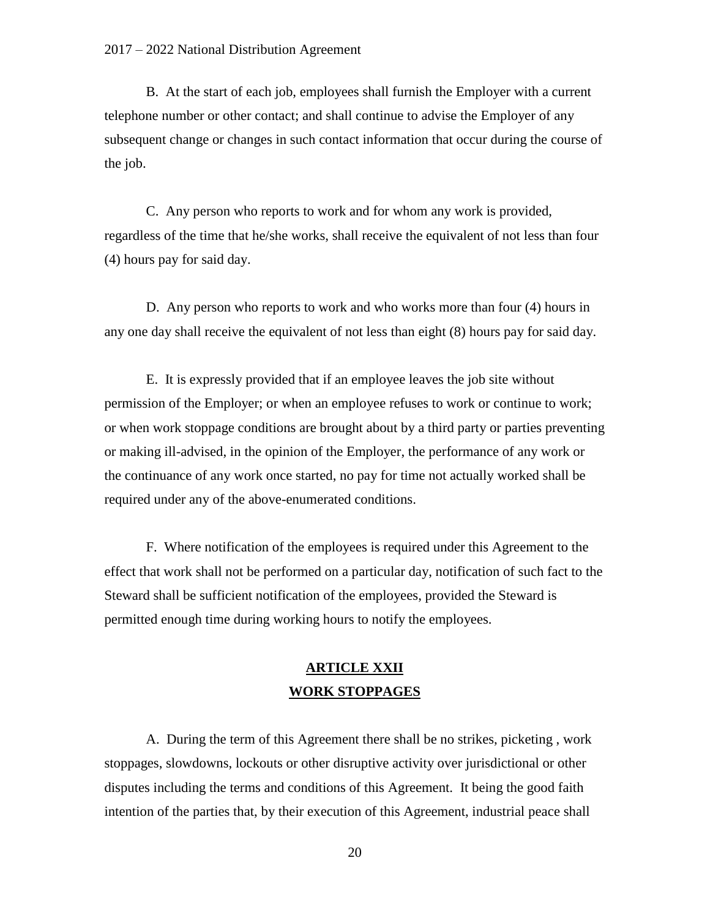B. At the start of each job, employees shall furnish the Employer with a current telephone number or other contact; and shall continue to advise the Employer of any subsequent change or changes in such contact information that occur during the course of the job.

C. Any person who reports to work and for whom any work is provided, regardless of the time that he/she works, shall receive the equivalent of not less than four (4) hours pay for said day.

D. Any person who reports to work and who works more than four (4) hours in any one day shall receive the equivalent of not less than eight (8) hours pay for said day.

E. It is expressly provided that if an employee leaves the job site without permission of the Employer; or when an employee refuses to work or continue to work; or when work stoppage conditions are brought about by a third party or parties preventing or making ill-advised, in the opinion of the Employer, the performance of any work or the continuance of any work once started, no pay for time not actually worked shall be required under any of the above-enumerated conditions.

F. Where notification of the employees is required under this Agreement to the effect that work shall not be performed on a particular day, notification of such fact to the Steward shall be sufficient notification of the employees, provided the Steward is permitted enough time during working hours to notify the employees.

## ARTICLE XXII
## WORK STOPPAGES

A. During the term of this Agreement there shall be no strikes, picketing , work stoppages, slowdowns, lockouts or other disruptive activity over jurisdictional or other disputes including the terms and conditions of this Agreement. It being the good faith intention of the parties that, by their execution of this Agreement, industrial peace shall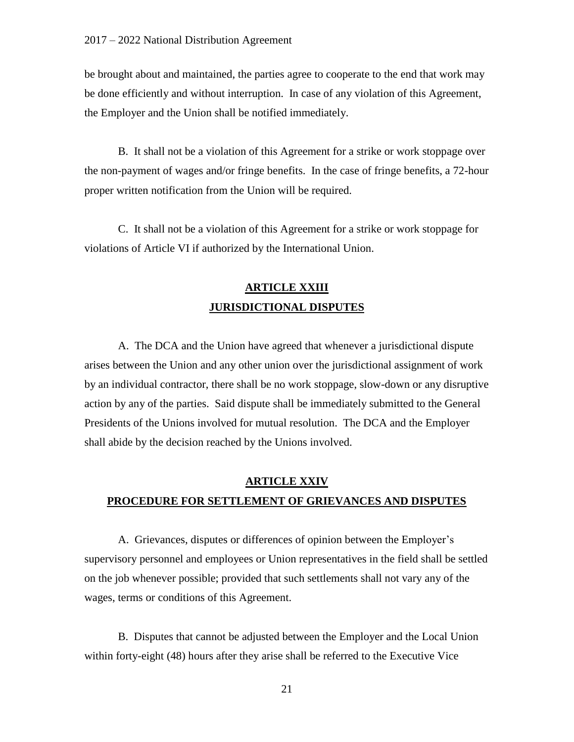be brought about and maintained, the parties agree to cooperate to the end that work may be done efficiently and without interruption. In case of any violation of this Agreement, the Employer and the Union shall be notified immediately.

B. It shall not be a violation of this Agreement for a strike or work stoppage over the non-payment of wages and/or fringe benefits. In the case of fringe benefits, a 72-hour proper written notification from the Union will be required.

C. It shall not be a violation of this Agreement for a strike or work stoppage for violations of Article VI if authorized by the International Union.

## ARTICLE XXIII
## JURISDICTIONAL DISPUTES

A. The DCA and the Union have agreed that whenever a jurisdictional dispute arises between the Union and any other union over the jurisdictional assignment of work by an individual contractor, there shall be no work stoppage, slow-down or any disruptive action by any of the parties. Said dispute shall be immediately submitted to the General Presidents of the Unions involved for mutual resolution. The DCA and the Employer shall abide by the decision reached by the Unions involved.

## ARTICLE XXIV
## PROCEDURE FOR SETTLEMENT OF GRIEVANCES AND DISPUTES

A. Grievances, disputes or differences of opinion between the Employer's supervisory personnel and employees or Union representatives in the field shall be settled on the job whenever possible; provided that such settlements shall not vary any of the wages, terms or conditions of this Agreement.

B. Disputes that cannot be adjusted between the Employer and the Local Union within forty-eight (48) hours after they arise shall be referred to the Executive Vice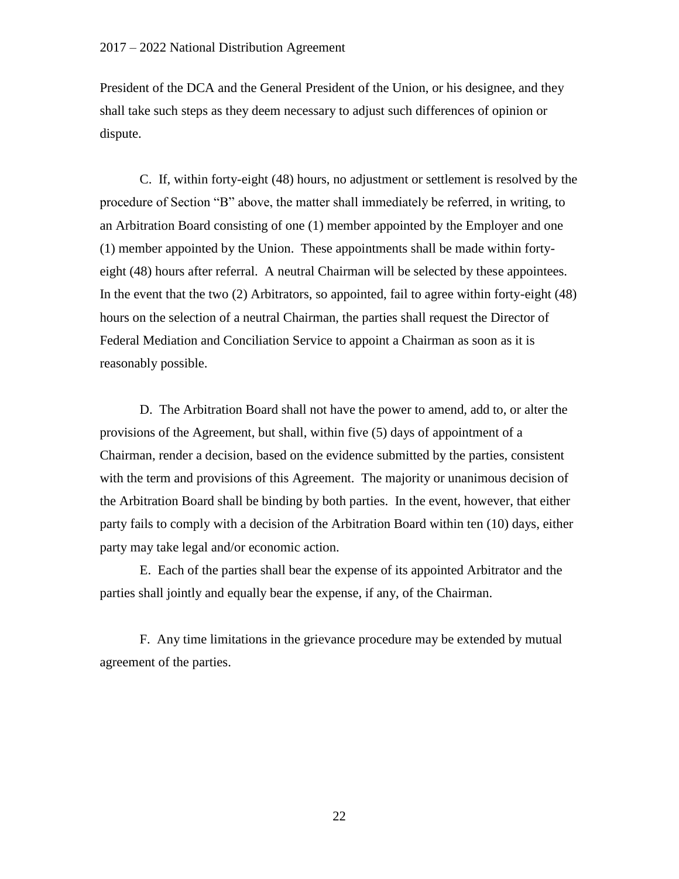President of the DCA and the General President of the Union, or his designee, and they shall take such steps as they deem necessary to adjust such differences of opinion or dispute.

C. If, within forty-eight (48) hours, no adjustment or settlement is resolved by the procedure of Section "B" above, the matter shall immediately be referred, in writing, to an Arbitration Board consisting of one (1) member appointed by the Employer and one (1) member appointed by the Union. These appointments shall be made within forty-eight (48) hours after referral. A neutral Chairman will be selected by these appointees. In the event that the two (2) Arbitrators, so appointed, fail to agree within forty-eight (48) hours on the selection of a neutral Chairman, the parties shall request the Director of Federal Mediation and Conciliation Service to appoint a Chairman as soon as it is reasonably possible.

D. The Arbitration Board shall not have the power to amend, add to, or alter the provisions of the Agreement, but shall, within five (5) days of appointment of a Chairman, render a decision, based on the evidence submitted by the parties, consistent with the term and provisions of this Agreement. The majority or unanimous decision of the Arbitration Board shall be binding by both parties. In the event, however, that either party fails to comply with a decision of the Arbitration Board within ten (10) days, either party may take legal and/or economic action.

E. Each of the parties shall bear the expense of its appointed Arbitrator and the parties shall jointly and equally bear the expense, if any, of the Chairman.

F. Any time limitations in the grievance procedure may be extended by mutual agreement of the parties.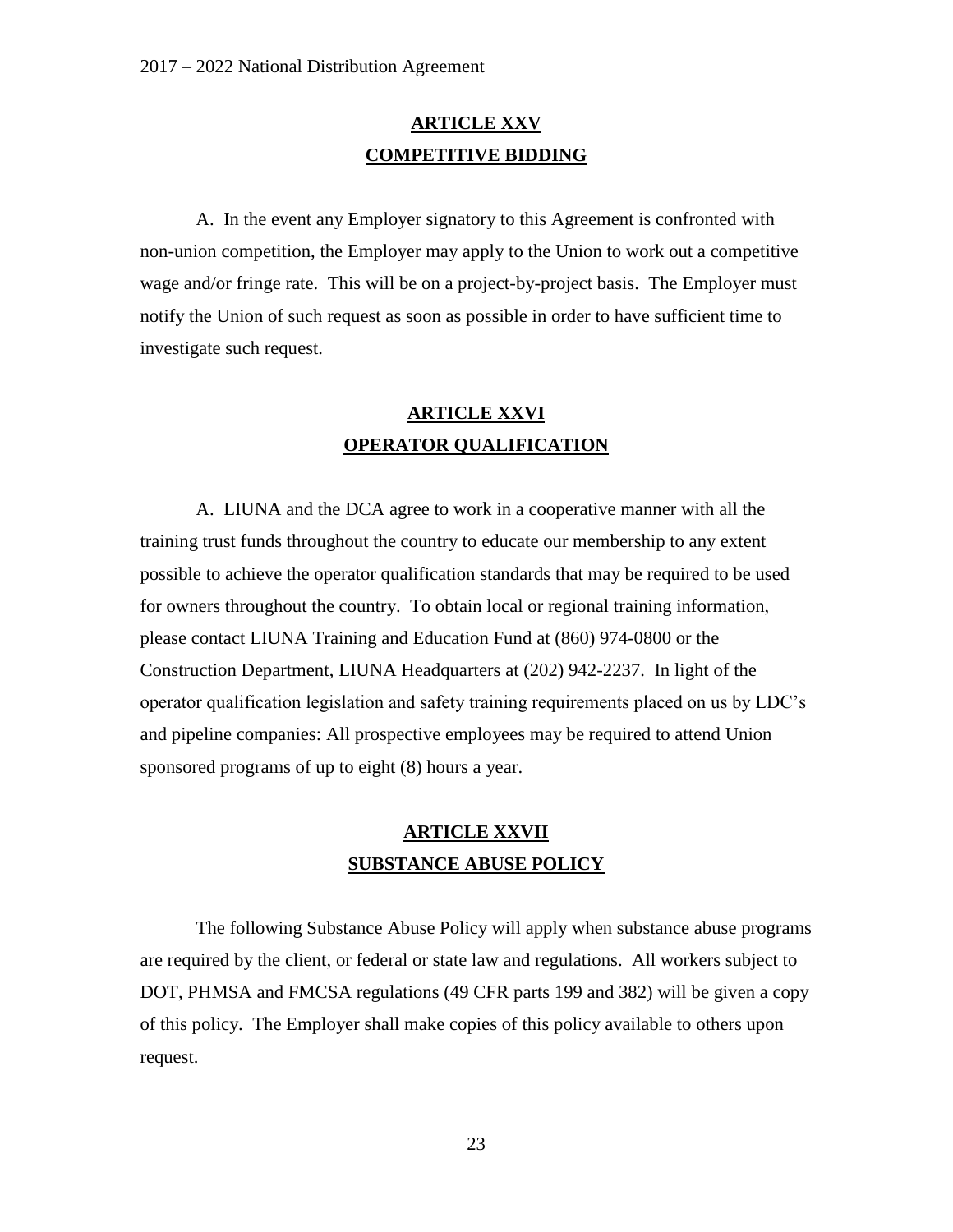## ARTICLE XXV
## COMPETITIVE BIDDING

A. In the event any Employer signatory to this Agreement is confronted with non-union competition, the Employer may apply to the Union to work out a competitive wage and/or fringe rate. This will be on a project-by-project basis. The Employer must notify the Union of such request as soon as possible in order to have sufficient time to investigate such request.

## ARTICLE XXVI
## OPERATOR QUALIFICATION

A. LIUNA and the DCA agree to work in a cooperative manner with all the training trust funds throughout the country to educate our membership to any extent possible to achieve the operator qualification standards that may be required to be used for owners throughout the country. To obtain local or regional training information, please contact LIUNA Training and Education Fund at (860) 974-0800 or the Construction Department, LIUNA Headquarters at (202) 942-2237. In light of the operator qualification legislation and safety training requirements placed on us by LDC's and pipeline companies: All prospective employees may be required to attend Union sponsored programs of up to eight (8) hours a year.

## ARTICLE XXVII
## SUBSTANCE ABUSE POLICY

The following Substance Abuse Policy will apply when substance abuse programs are required by the client, or federal or state law and regulations. All workers subject to DOT, PHMSA and FMCSA regulations (49 CFR parts 199 and 382) will be given a copy of this policy. The Employer shall make copies of this policy available to others upon request.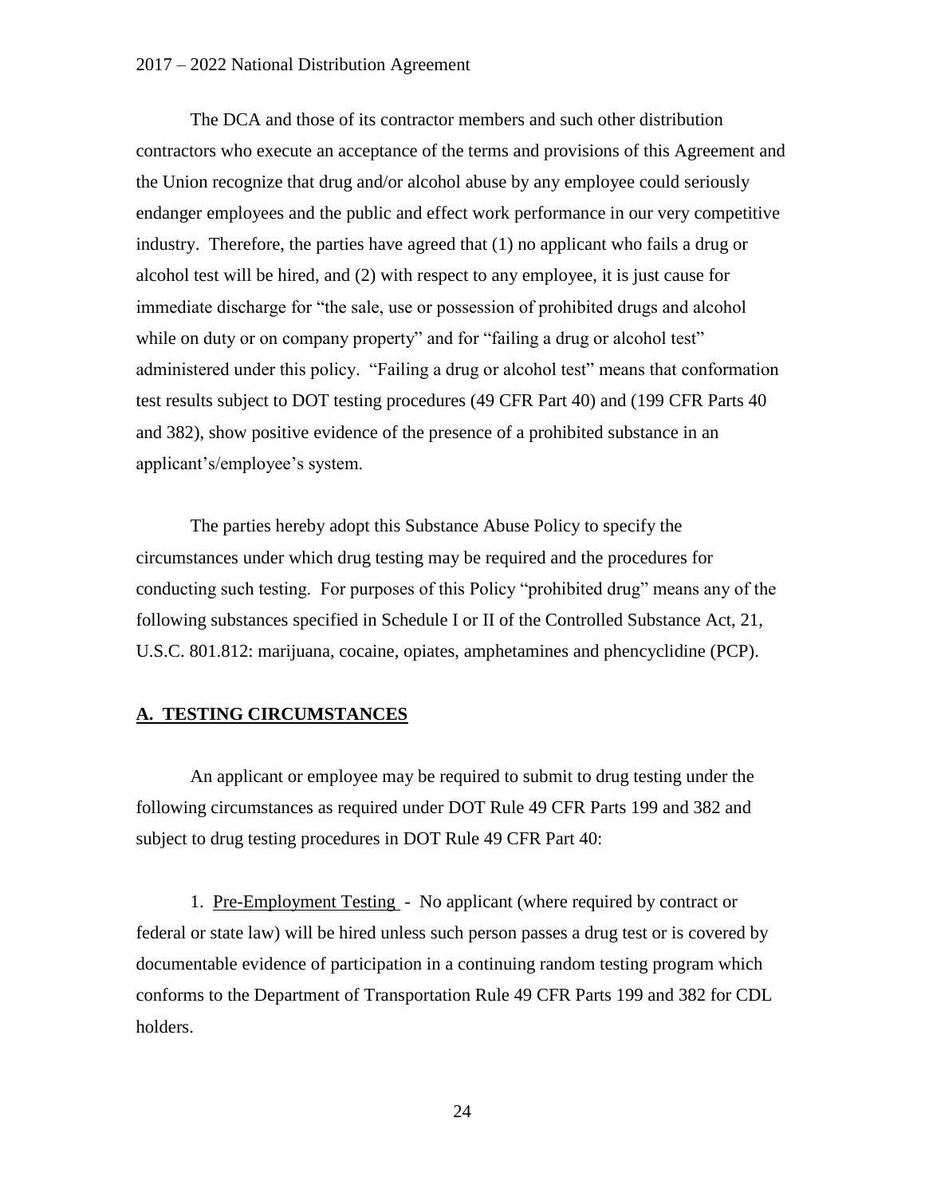The DCA and those of its contractor members and such other distribution contractors who execute an acceptance of the terms and provisions of this Agreement and the Union recognize that drug and/or alcohol abuse by any employee could seriously endanger employees and the public and effect work performance in our very competitive industry. Therefore, the parties have agreed that (1) no applicant who fails a drug or alcohol test will be hired, and (2) with respect to any employee, it is just cause for immediate discharge for "the sale, use or possession of prohibited drugs and alcohol while on duty or on company property" and for "failing a drug or alcohol test" administered under this policy. "Failing a drug or alcohol test" means that conformation test results subject to DOT testing procedures (49 CFR Part 40) and (199 CFR Parts 40 and 382), show positive evidence of the presence of a prohibited substance in an applicant's/employee's system.

The parties hereby adopt this Substance Abuse Policy to specify the circumstances under which drug testing may be required and the procedures for conducting such testing. For purposes of this Policy "prohibited drug" means any of the following substances specified in Schedule I or II of the Controlled Substance Act, 21, U.S.C. 801.812: marijuana, cocaine, opiates, amphetamines and phencyclidine (PCP).

## A. TESTING CIRCUMSTANCES

An applicant or employee may be required to submit to drug testing under the following circumstances as required under DOT Rule 49 CFR Parts 199 and 382 and subject to drug testing procedures in DOT Rule 49 CFR Part 40:

1. Pre-Employment Testing - No applicant (where required by contract or federal or state law) will be hired unless such person passes a drug test or is covered by documentable evidence of participation in a continuing random testing program which conforms to the Department of Transportation Rule 49 CFR Parts 199 and 382 for CDL holders.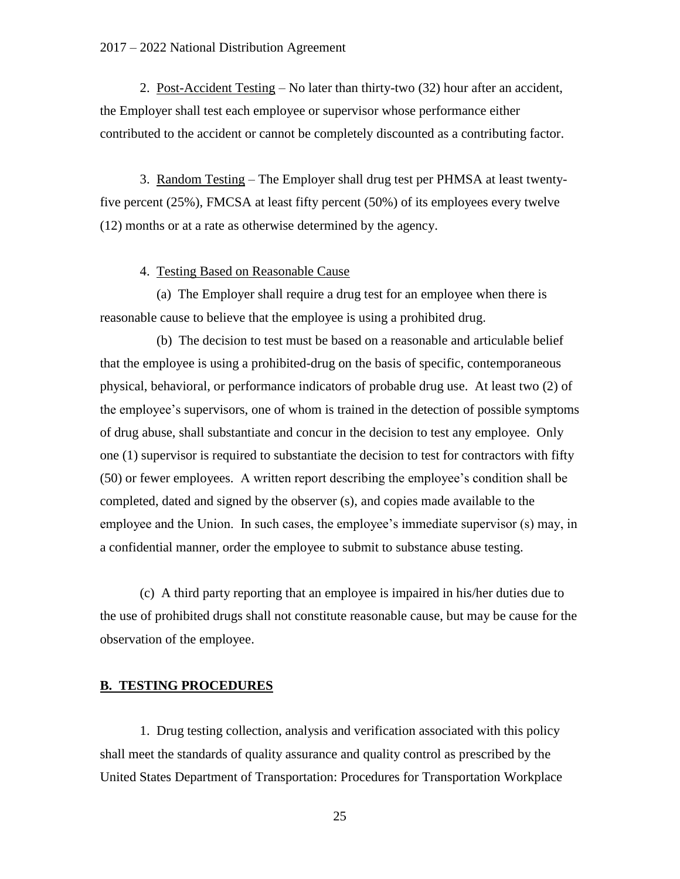2. Post-Accident Testing – No later than thirty-two (32) hour after an accident, the Employer shall test each employee or supervisor whose performance either contributed to the accident or cannot be completely discounted as a contributing factor.

3. Random Testing – The Employer shall drug test per PHMSA at least twenty-five percent (25%), FMCSA at least fifty percent (50%) of its employees every twelve (12) months or at a rate as otherwise determined by the agency.

4. Testing Based on Reasonable Cause

(a) The Employer shall require a drug test for an employee when there is reasonable cause to believe that the employee is using a prohibited drug.

(b) The decision to test must be based on a reasonable and articulable belief that the employee is using a prohibited-drug on the basis of specific, contemporaneous physical, behavioral, or performance indicators of probable drug use. At least two (2) of the employee's supervisors, one of whom is trained in the detection of possible symptoms of drug abuse, shall substantiate and concur in the decision to test any employee. Only one (1) supervisor is required to substantiate the decision to test for contractors with fifty (50) or fewer employees. A written report describing the employee's condition shall be completed, dated and signed by the observer (s), and copies made available to the employee and the Union. In such cases, the employee's immediate supervisor (s) may, in a confidential manner, order the employee to submit to substance abuse testing.

(c) A third party reporting that an employee is impaired in his/her duties due to the use of prohibited drugs shall not constitute reasonable cause, but may be cause for the observation of the employee.

## B. TESTING PROCEDURES

1. Drug testing collection, analysis and verification associated with this policy shall meet the standards of quality assurance and quality control as prescribed by the United States Department of Transportation: Procedures for Transportation Workplace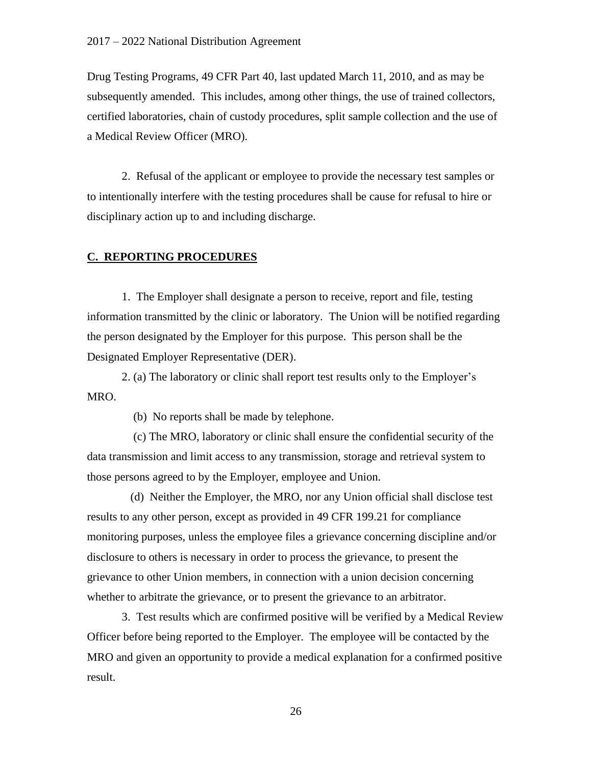Drug Testing Programs, 49 CFR Part 40, last updated March 11, 2010, and as may be subsequently amended. This includes, among other things, the use of trained collectors, certified laboratories, chain of custody procedures, split sample collection and the use of a Medical Review Officer (MRO).

2. Refusal of the applicant or employee to provide the necessary test samples or to intentionally interfere with the testing procedures shall be cause for refusal to hire or disciplinary action up to and including discharge.

**C. REPORTING PROCEDURES**

1. The Employer shall designate a person to receive, report and file, testing information transmitted by the clinic or laboratory. The Union will be notified regarding the person designated by the Employer for this purpose. This person shall be the Designated Employer Representative (DER).

2. (a) The laboratory or clinic shall report test results only to the Employer's MRO.

(b) No reports shall be made by telephone.

(c) The MRO, laboratory or clinic shall ensure the confidential security of the data transmission and limit access to any transmission, storage and retrieval system to those persons agreed to by the Employer, employee and Union.

(d) Neither the Employer, the MRO, nor any Union official shall disclose test results to any other person, except as provided in 49 CFR 199.21 for compliance monitoring purposes, unless the employee files a grievance concerning discipline and/or disclosure to others is necessary in order to process the grievance, to present the grievance to other Union members, in connection with a union decision concerning whether to arbitrate the grievance, or to present the grievance to an arbitrator.

3. Test results which are confirmed positive will be verified by a Medical Review Officer before being reported to the Employer. The employee will be contacted by the MRO and given an opportunity to provide a medical explanation for a confirmed positive result.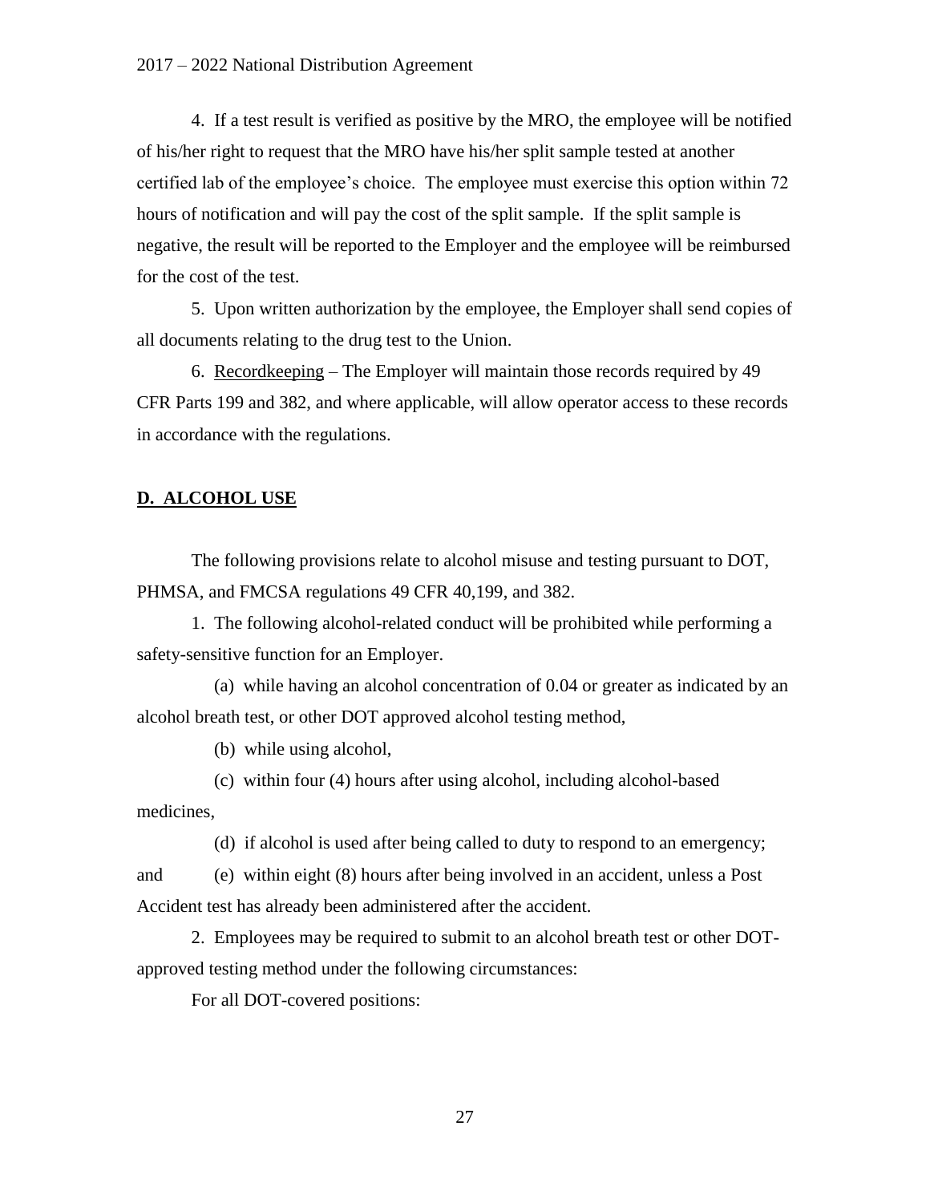4. If a test result is verified as positive by the MRO, the employee will be notified of his/her right to request that the MRO have his/her split sample tested at another certified lab of the employee's choice. The employee must exercise this option within 72 hours of notification and will pay the cost of the split sample. If the split sample is negative, the result will be reported to the Employer and the employee will be reimbursed for the cost of the test.

5. Upon written authorization by the employee, the Employer shall send copies of all documents relating to the drug test to the Union.

6. Recordkeeping – The Employer will maintain those records required by 49 CFR Parts 199 and 382, and where applicable, will allow operator access to these records in accordance with the regulations.

## D. ALCOHOL USE

The following provisions relate to alcohol misuse and testing pursuant to DOT, PHMSA, and FMCSA regulations 49 CFR 40,199, and 382.

1. The following alcohol-related conduct will be prohibited while performing a safety-sensitive function for an Employer.

(a) while having an alcohol concentration of 0.04 or greater as indicated by an alcohol breath test, or other DOT approved alcohol testing method,

(b) while using alcohol,

(c) within four (4) hours after using alcohol, including alcohol-based medicines,

(d) if alcohol is used after being called to duty to respond to an emergency; and

(e) within eight (8) hours after being involved in an accident, unless a Post Accident test has already been administered after the accident.

2. Employees may be required to submit to an alcohol breath test or other DOT-approved testing method under the following circumstances:

For all DOT-covered positions: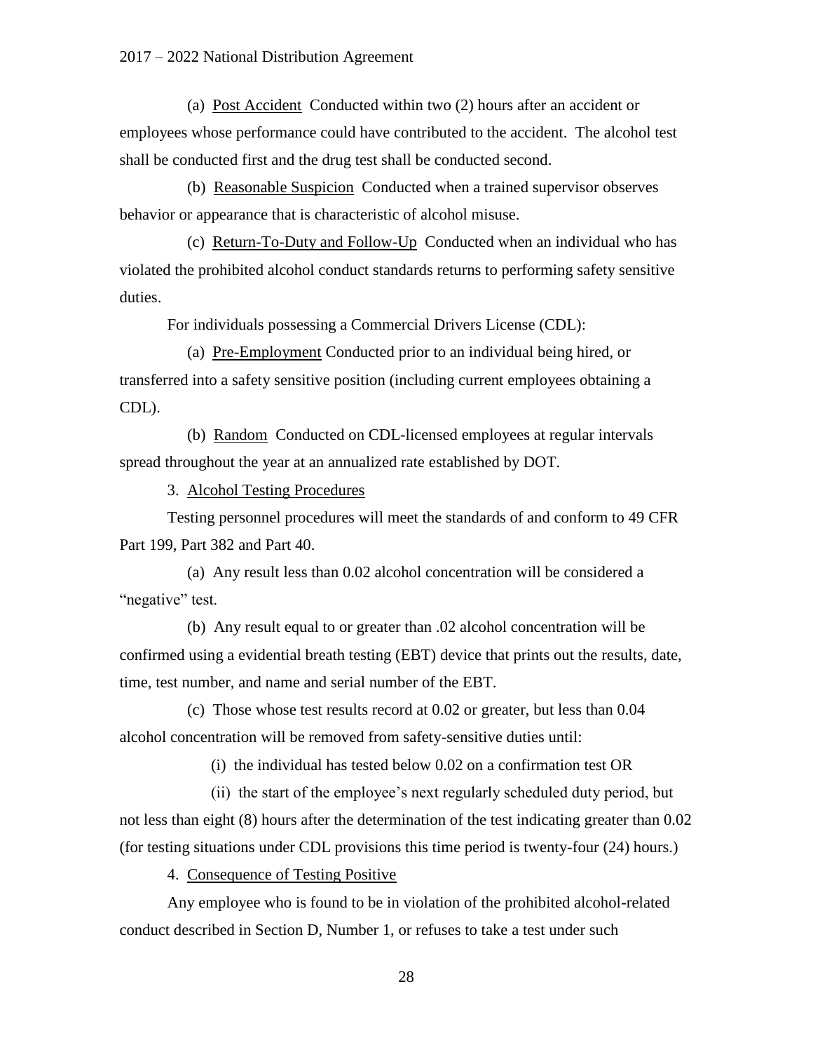(a) Post Accident Conducted within two (2) hours after an accident or employees whose performance could have contributed to the accident. The alcohol test shall be conducted first and the drug test shall be conducted second.

(b) Reasonable Suspicion Conducted when a trained supervisor observes behavior or appearance that is characteristic of alcohol misuse.

(c) Return-To-Duty and Follow-Up Conducted when an individual who has violated the prohibited alcohol conduct standards returns to performing safety sensitive duties.

For individuals possessing a Commercial Drivers License (CDL):

(a) Pre-Employment Conducted prior to an individual being hired, or transferred into a safety sensitive position (including current employees obtaining a CDL).

(b) Random Conducted on CDL-licensed employees at regular intervals spread throughout the year at an annualized rate established by DOT.

3. Alcohol Testing Procedures

Testing personnel procedures will meet the standards of and conform to 49 CFR Part 199, Part 382 and Part 40.

(a) Any result less than 0.02 alcohol concentration will be considered a "negative" test.

(b) Any result equal to or greater than .02 alcohol concentration will be confirmed using a evidential breath testing (EBT) device that prints out the results, date, time, test number, and name and serial number of the EBT.

(c) Those whose test results record at 0.02 or greater, but less than 0.04 alcohol concentration will be removed from safety-sensitive duties until:

(i) the individual has tested below 0.02 on a confirmation test OR

(ii) the start of the employee's next regularly scheduled duty period, but not less than eight (8) hours after the determination of the test indicating greater than 0.02 (for testing situations under CDL provisions this time period is twenty-four (24) hours.)

4. Consequence of Testing Positive

Any employee who is found to be in violation of the prohibited alcohol-related conduct described in Section D, Number 1, or refuses to take a test under such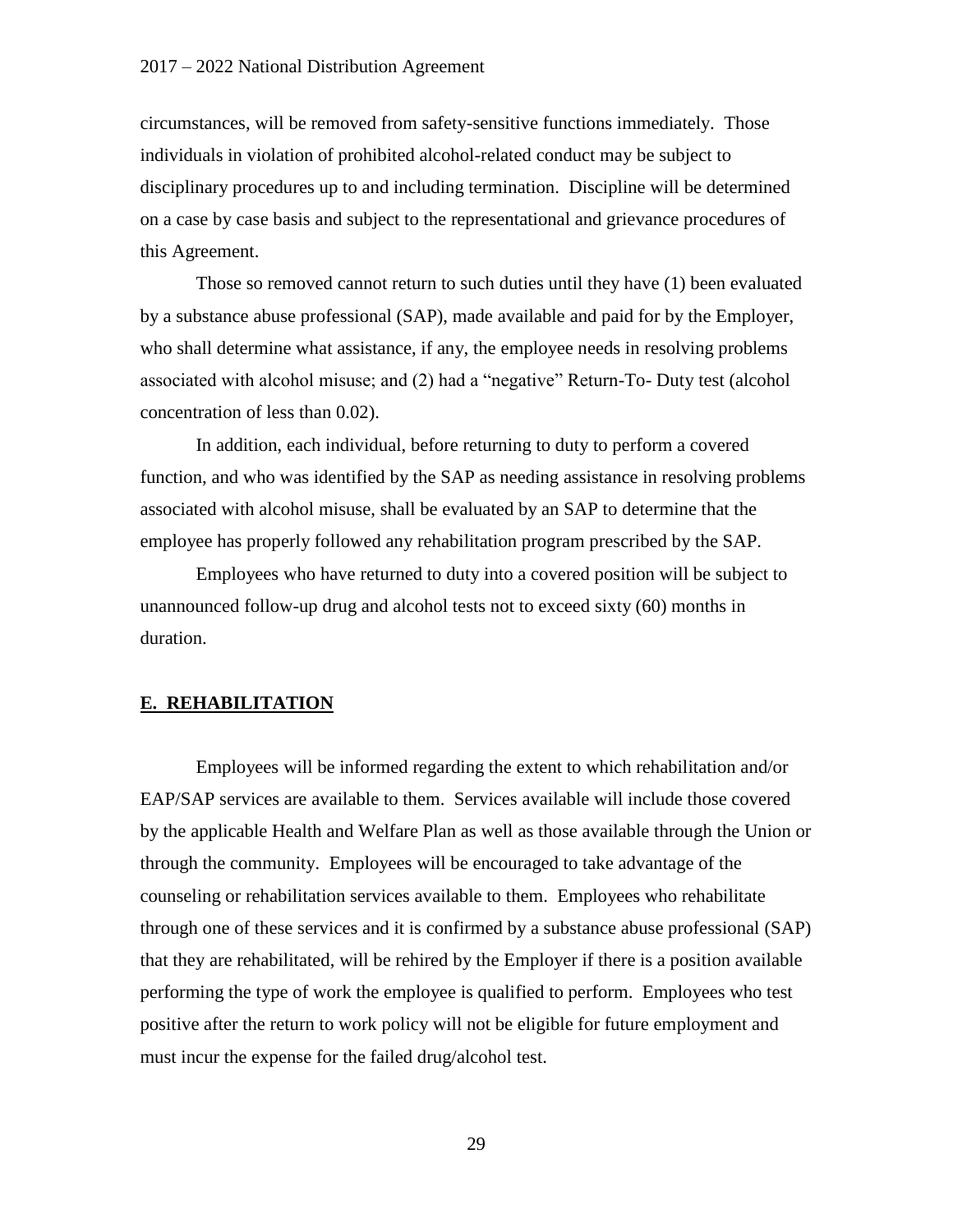circumstances, will be removed from safety-sensitive functions immediately. Those individuals in violation of prohibited alcohol-related conduct may be subject to disciplinary procedures up to and including termination. Discipline will be determined on a case by case basis and subject to the representational and grievance procedures of this Agreement.

Those so removed cannot return to such duties until they have (1) been evaluated by a substance abuse professional (SAP), made available and paid for by the Employer, who shall determine what assistance, if any, the employee needs in resolving problems associated with alcohol misuse; and (2) had a "negative" Return-To- Duty test (alcohol concentration of less than 0.02).

In addition, each individual, before returning to duty to perform a covered function, and who was identified by the SAP as needing assistance in resolving problems associated with alcohol misuse, shall be evaluated by an SAP to determine that the employee has properly followed any rehabilitation program prescribed by the SAP.

Employees who have returned to duty into a covered position will be subject to unannounced follow-up drug and alcohol tests not to exceed sixty (60) months in duration.

## E. REHABILITATION

Employees will be informed regarding the extent to which rehabilitation and/or EAP/SAP services are available to them. Services available will include those covered by the applicable Health and Welfare Plan as well as those available through the Union or through the community. Employees will be encouraged to take advantage of the counseling or rehabilitation services available to them. Employees who rehabilitate through one of these services and it is confirmed by a substance abuse professional (SAP) that they are rehabilitated, will be rehired by the Employer if there is a position available performing the type of work the employee is qualified to perform. Employees who test positive after the return to work policy will not be eligible for future employment and must incur the expense for the failed drug/alcohol test.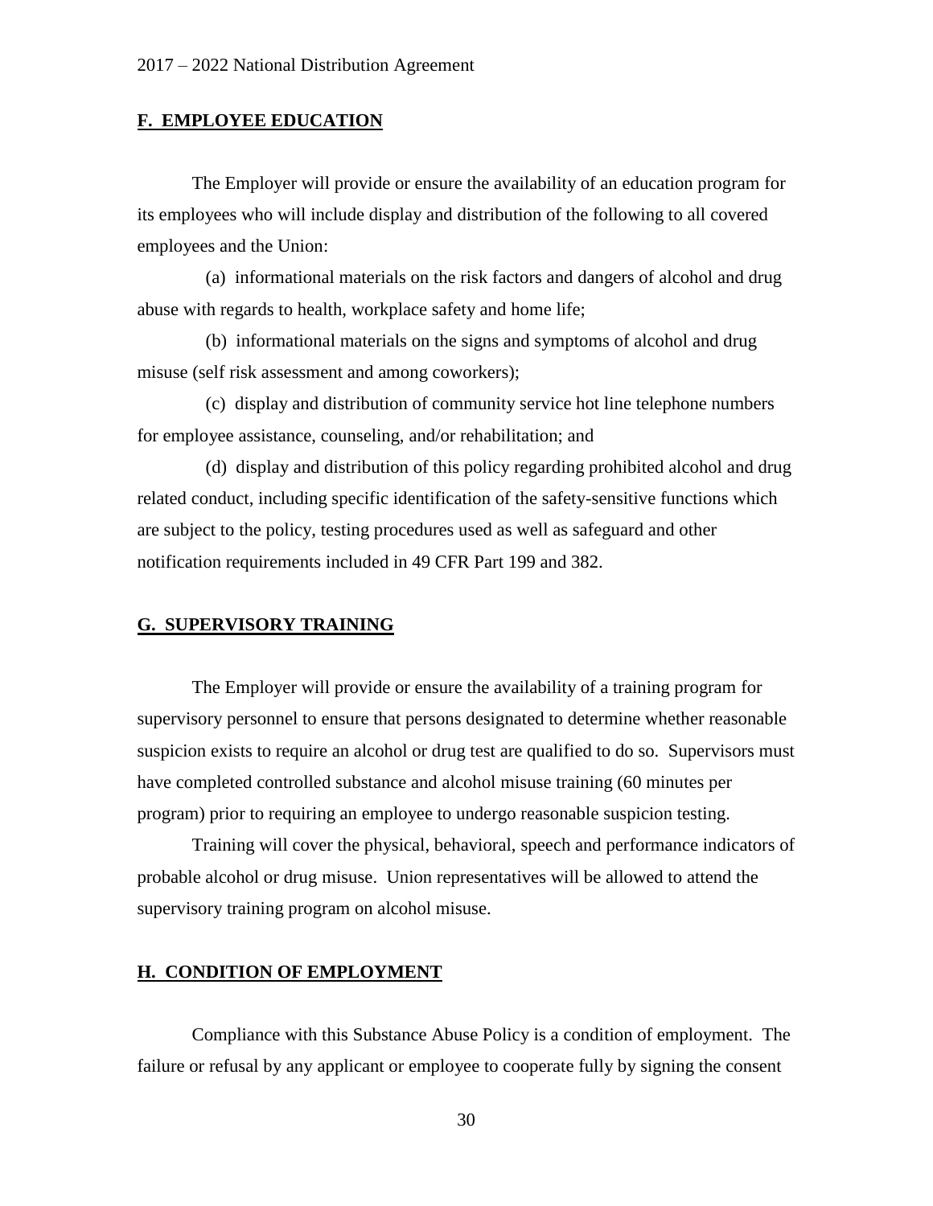## F. EMPLOYEE EDUCATION

The Employer will provide or ensure the availability of an education program for its employees who will include display and distribution of the following to all covered employees and the Union:

(a) informational materials on the risk factors and dangers of alcohol and drug abuse with regards to health, workplace safety and home life;

(b) informational materials on the signs and symptoms of alcohol and drug misuse (self risk assessment and among coworkers);

(c) display and distribution of community service hot line telephone numbers for employee assistance, counseling, and/or rehabilitation; and

(d) display and distribution of this policy regarding prohibited alcohol and drug related conduct, including specific identification of the safety-sensitive functions which are subject to the policy, testing procedures used as well as safeguard and other notification requirements included in 49 CFR Part 199 and 382.

## G. SUPERVISORY TRAINING

The Employer will provide or ensure the availability of a training program for supervisory personnel to ensure that persons designated to determine whether reasonable suspicion exists to require an alcohol or drug test are qualified to do so. Supervisors must have completed controlled substance and alcohol misuse training (60 minutes per program) prior to requiring an employee to undergo reasonable suspicion testing.

Training will cover the physical, behavioral, speech and performance indicators of probable alcohol or drug misuse. Union representatives will be allowed to attend the supervisory training program on alcohol misuse.

## H. CONDITION OF EMPLOYMENT

Compliance with this Substance Abuse Policy is a condition of employment. The failure or refusal by any applicant or employee to cooperate fully by signing the consent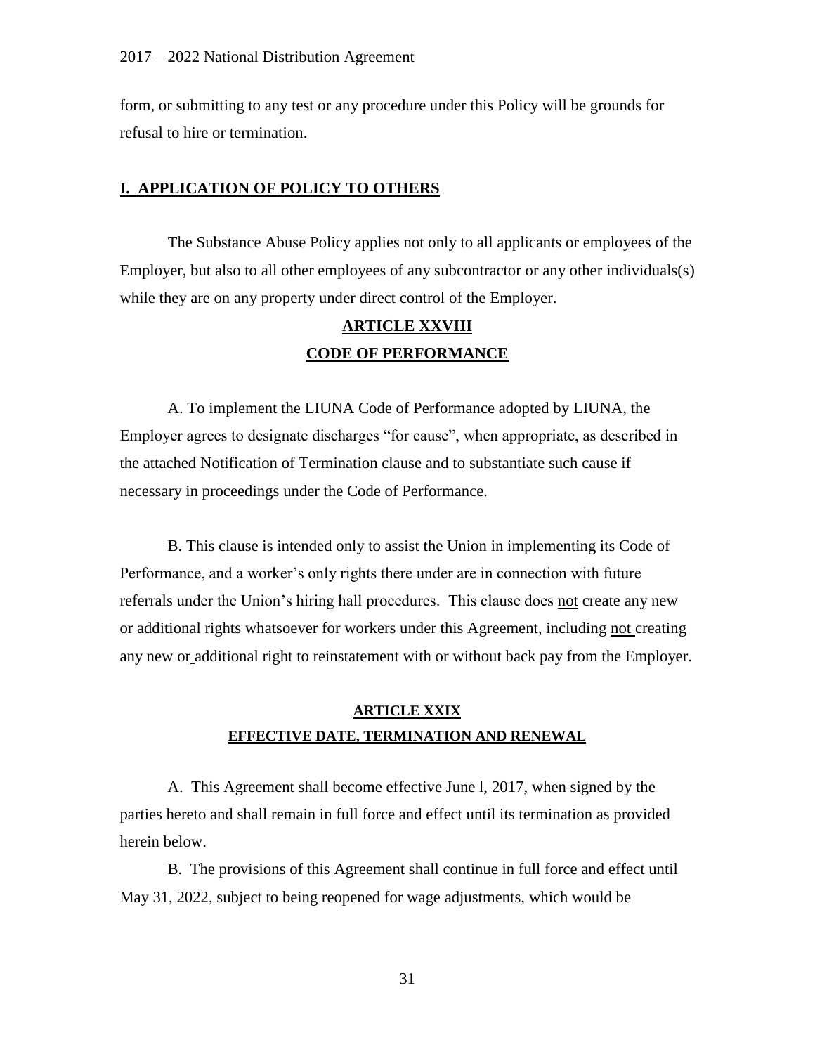form, or submitting to any test or any procedure under this Policy will be grounds for refusal to hire or termination.

## I. APPLICATION OF POLICY TO OTHERS

The Substance Abuse Policy applies not only to all applicants or employees of the Employer, but also to all other employees of any subcontractor or any other individuals(s) while they are on any property under direct control of the Employer.

## ARTICLE XXVIII
## CODE OF PERFORMANCE

A. To implement the LIUNA Code of Performance adopted by LIUNA, the Employer agrees to designate discharges "for cause", when appropriate, as described in the attached Notification of Termination clause and to substantiate such cause if necessary in proceedings under the Code of Performance.

B. This clause is intended only to assist the Union in implementing its Code of Performance, and a worker's only rights there under are in connection with future referrals under the Union's hiring hall procedures. This clause does not create any new or additional rights whatsoever for workers under this Agreement, including not creating any new or additional right to reinstatement with or without back pay from the Employer.

## ARTICLE XXIX
## EFFECTIVE DATE, TERMINATION AND RENEWAL

A. This Agreement shall become effective June l, 2017, when signed by the parties hereto and shall remain in full force and effect until its termination as provided herein below.

B. The provisions of this Agreement shall continue in full force and effect until May 31, 2022, subject to being reopened for wage adjustments, which would be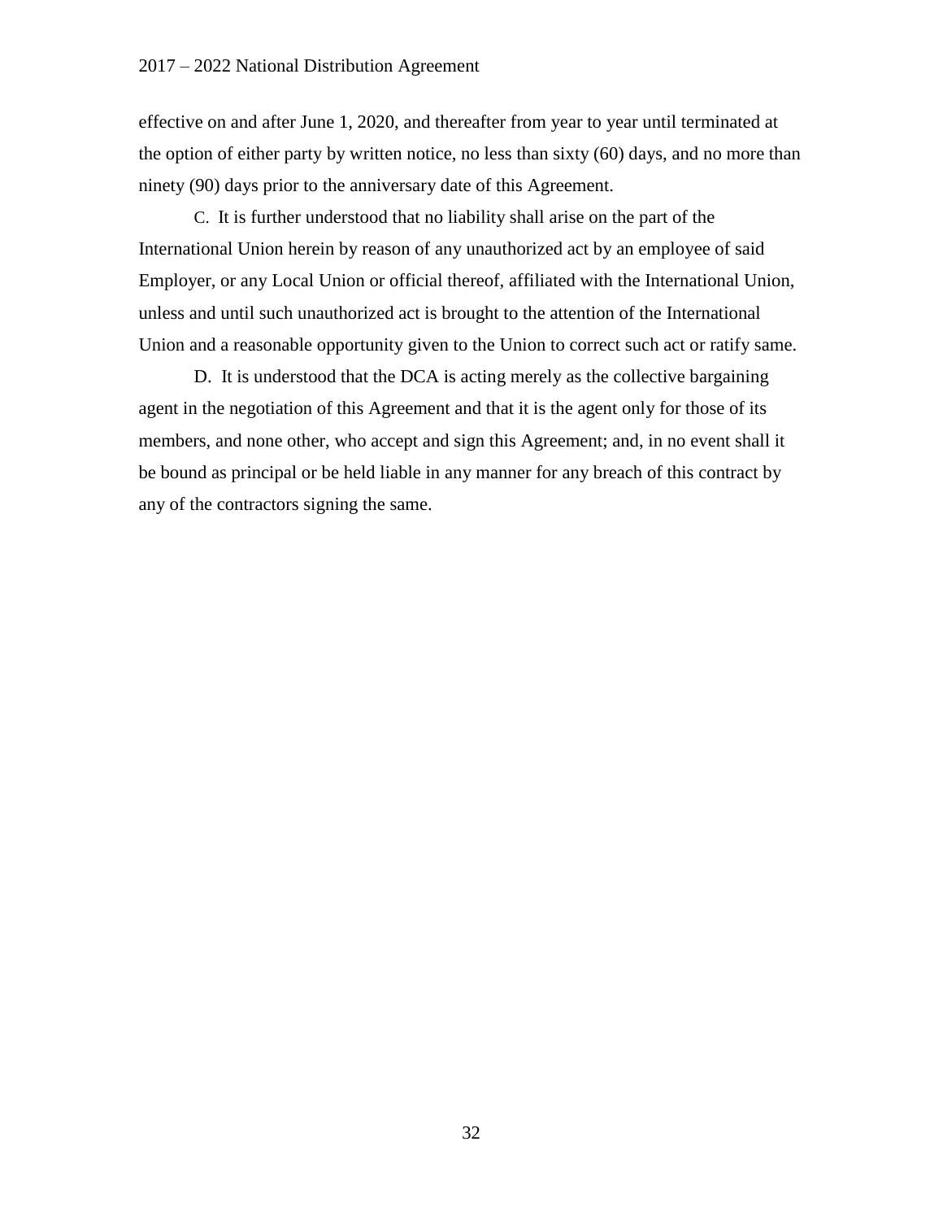effective on and after June 1, 2020, and thereafter from year to year until terminated at the option of either party by written notice, no less than sixty (60) days, and no more than ninety (90) days prior to the anniversary date of this Agreement.

C. It is further understood that no liability shall arise on the part of the International Union herein by reason of any unauthorized act by an employee of said Employer, or any Local Union or official thereof, affiliated with the International Union, unless and until such unauthorized act is brought to the attention of the International Union and a reasonable opportunity given to the Union to correct such act or ratify same.

D. It is understood that the DCA is acting merely as the collective bargaining agent in the negotiation of this Agreement and that it is the agent only for those of its members, and none other, who accept and sign this Agreement; and, in no event shall it be bound as principal or be held liable in any manner for any breach of this contract by any of the contractors signing the same.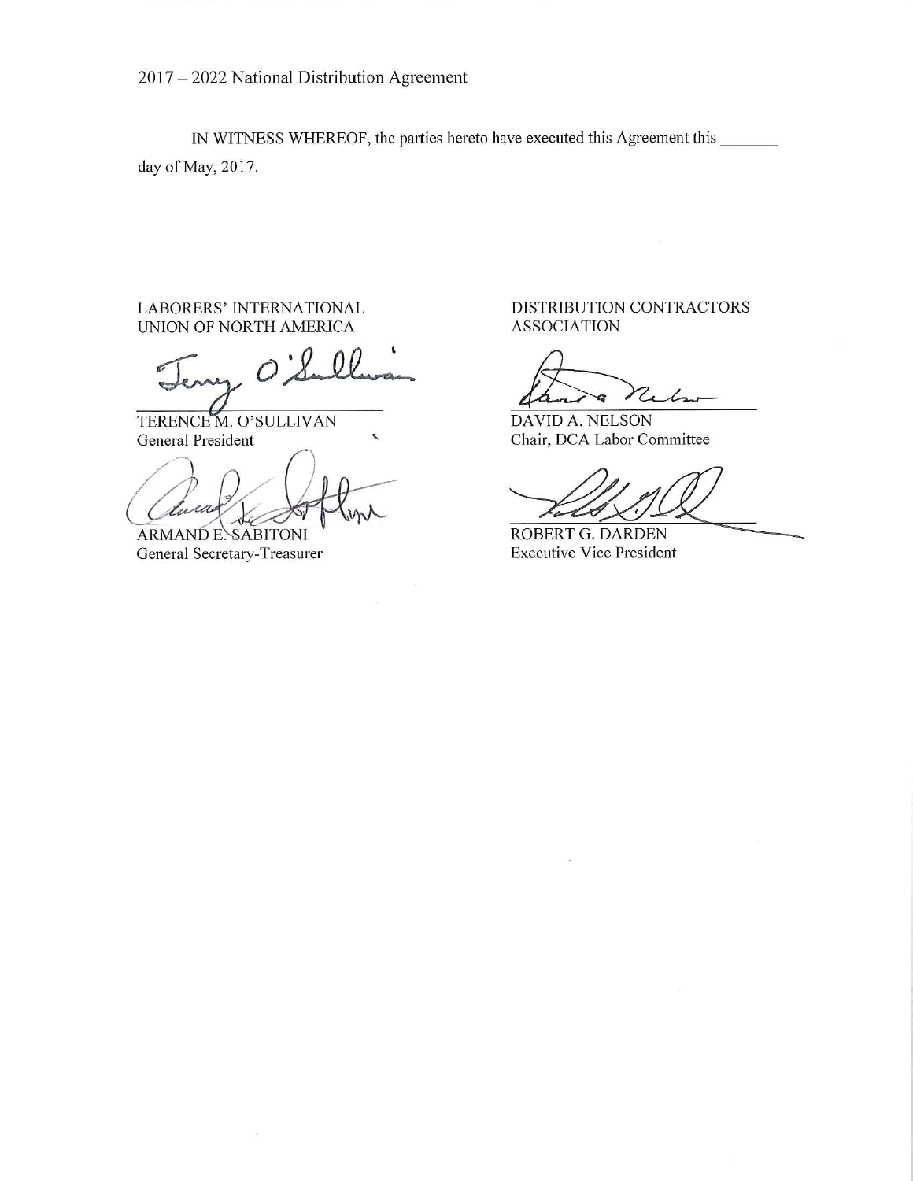2017 – 2022 National Distribution Agreement

IN WITNESS WHEREOF, the parties hereto have executed this Agreement this _______ day of May, 2017.

| LABORERS' INTERNATIONAL UNION OF NORTH AMERICA | DISTRIBUTION CONTRACTORS ASSOCIATION |
|---|---|
| TERENCE M. O'SULLIVAN<br>General President | DAVID A. NELSON<br>Chair, DCA Labor Committee |
| ARMAND E. SABITONI<br>General Secretary-Treasurer | ROBERT G. DARDEN<br>Executive Vice President |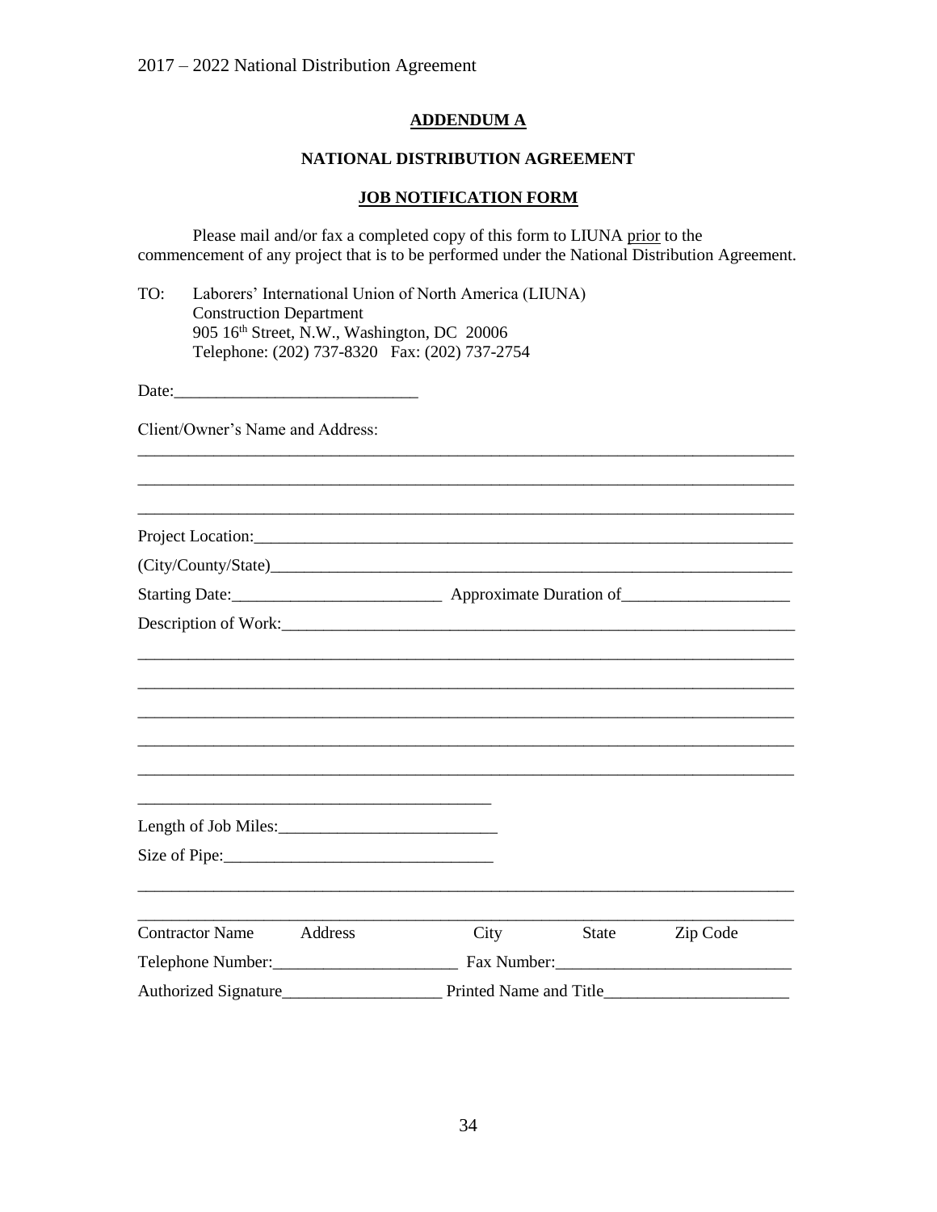## ADDENDUM A

## NATIONAL DISTRIBUTION AGREEMENT

## JOB NOTIFICATION FORM

Please mail and/or fax a completed copy of this form to LIUNA prior to the commencement of any project that is to be performed under the National Distribution Agreement.

TO: Laborers' International Union of North America (LIUNA)
Construction Department
905 16th Street, N.W., Washington, DC 20006
Telephone: (202) 737-8320 Fax: (202) 737-2754

Date:\_\_\_\_\_\_\_\_\_\_\_\_\_\_\_\_\_\_\_\_\_\_\_\_\_\_\_\_

Client/Owner's Name and Address:

\_\_\_\_\_\_\_\_\_\_\_\_\_\_\_\_\_\_\_\_\_\_\_\_\_\_\_\_\_\_\_\_\_\_\_\_\_\_\_\_\_\_\_\_\_\_\_\_\_\_\_\_\_\_\_\_\_\_\_\_\_\_\_\_\_\_\_\_\_\_\_\_

\_\_\_\_\_\_\_\_\_\_\_\_\_\_\_\_\_\_\_\_\_\_\_\_\_\_\_\_\_\_\_\_\_\_\_\_\_\_\_\_\_\_\_\_\_\_\_\_\_\_\_\_\_\_\_\_\_\_\_\_\_\_\_\_\_\_\_\_\_\_\_\_

\_\_\_\_\_\_\_\_\_\_\_\_\_\_\_\_\_\_\_\_\_\_\_\_\_\_\_\_\_\_\_\_\_\_\_\_\_\_\_\_\_\_\_\_\_\_\_\_\_\_\_\_\_\_\_\_\_\_\_\_\_\_\_\_\_\_\_\_\_\_\_\_

Project Location:\_\_\_\_\_\_\_\_\_\_\_\_\_\_\_\_\_\_\_\_\_\_\_\_\_\_\_\_\_\_\_\_\_\_\_\_\_\_\_\_\_\_\_\_\_\_\_\_\_\_\_\_\_\_\_\_

(City/County/State)\_\_\_\_\_\_\_\_\_\_\_\_\_\_\_\_\_\_\_\_\_\_\_\_\_\_\_\_\_\_\_\_\_\_\_\_\_\_\_\_\_\_\_\_\_\_\_\_\_\_\_\_\_\_\_

Starting Date:\_\_\_\_\_\_\_\_\_\_\_\_\_\_\_\_\_\_\_\_\_\_\_\_ Approximate Duration of\_\_\_\_\_\_\_\_\_\_\_\_\_\_\_\_\_\_\_\_

Description of Work:\_\_\_\_\_\_\_\_\_\_\_\_\_\_\_\_\_\_\_\_\_\_\_\_\_\_\_\_\_\_\_\_\_\_\_\_\_\_\_\_\_\_\_\_\_\_\_\_\_\_\_\_\_\_

\_\_\_\_\_\_\_\_\_\_\_\_\_\_\_\_\_\_\_\_\_\_\_\_\_\_\_\_\_\_\_\_\_\_\_\_\_\_\_\_\_\_\_\_\_\_\_\_\_\_\_\_\_\_\_\_\_\_\_\_\_\_\_\_\_\_\_\_\_\_\_\_

\_\_\_\_\_\_\_\_\_\_\_\_\_\_\_\_\_\_\_\_\_\_\_\_\_\_\_\_\_\_\_\_\_\_\_\_\_\_\_\_\_\_\_\_\_\_\_\_\_\_\_\_\_\_\_\_\_\_\_\_\_\_\_\_\_\_\_\_\_\_\_\_

\_\_\_\_\_\_\_\_\_\_\_\_\_\_\_\_\_\_\_\_\_\_\_\_\_\_\_\_\_\_\_\_\_\_\_\_\_\_\_\_\_\_\_\_\_\_\_\_\_\_\_\_\_\_\_\_\_\_\_\_\_\_\_\_\_\_\_\_\_\_\_\_

\_\_\_\_\_\_\_\_\_\_\_\_\_\_\_\_\_\_\_\_\_\_\_\_\_\_\_\_\_\_\_\_\_\_\_\_\_\_\_\_\_\_\_\_\_\_\_\_\_\_\_\_\_\_\_\_\_\_\_\_\_\_\_\_\_\_\_\_\_\_\_\_

\_\_\_\_\_\_\_\_\_\_\_\_\_\_\_\_\_\_\_\_\_\_\_\_\_\_\_\_\_\_\_\_\_\_\_\_\_\_\_\_\_\_\_\_\_\_\_\_\_\_\_\_\_\_\_\_\_\_\_\_\_\_\_\_\_\_\_\_\_\_\_\_

\_\_\_\_\_\_\_\_\_\_\_\_\_\_\_\_\_\_\_\_\_\_\_\_\_\_\_\_\_\_\_\_\_\_\_\_\_\_\_\_

Length of Job Miles:\_\_\_\_\_\_\_\_\_\_\_\_\_\_\_\_\_\_\_\_\_\_\_\_\_\_

Size of Pipe:\_\_\_\_\_\_\_\_\_\_\_\_\_\_\_\_\_\_\_\_\_\_\_\_\_\_\_\_\_\_\_\_

\_\_\_\_\_\_\_\_\_\_\_\_\_\_\_\_\_\_\_\_\_\_\_\_\_\_\_\_\_\_\_\_\_\_\_\_\_\_\_\_\_\_\_\_\_\_\_\_\_\_\_\_\_\_\_\_\_\_\_\_\_\_\_\_\_\_\_\_\_\_\_\_

\_\_\_\_\_\_\_\_\_\_\_\_\_\_\_\_\_\_\_\_\_\_\_\_\_\_\_\_\_\_\_\_\_\_\_\_\_\_\_\_\_\_\_\_\_\_\_\_\_\_\_\_\_\_\_\_\_\_\_\_\_\_\_\_\_\_\_\_\_\_\_\_

Contractor Name Address City State Zip Code

Telephone Number:\_\_\_\_\_\_\_\_\_\_\_\_\_\_\_\_\_\_\_\_\_\_ Fax Number:\_\_\_\_\_\_\_\_\_\_\_\_\_\_\_\_\_\_\_\_\_\_\_\_\_\_\_\_

Authorized Signature\_\_\_\_\_\_\_\_\_\_\_\_\_\_\_\_\_\_\_ Printed Name and Title\_\_\_\_\_\_\_\_\_\_\_\_\_\_\_\_\_\_\_\_\_\_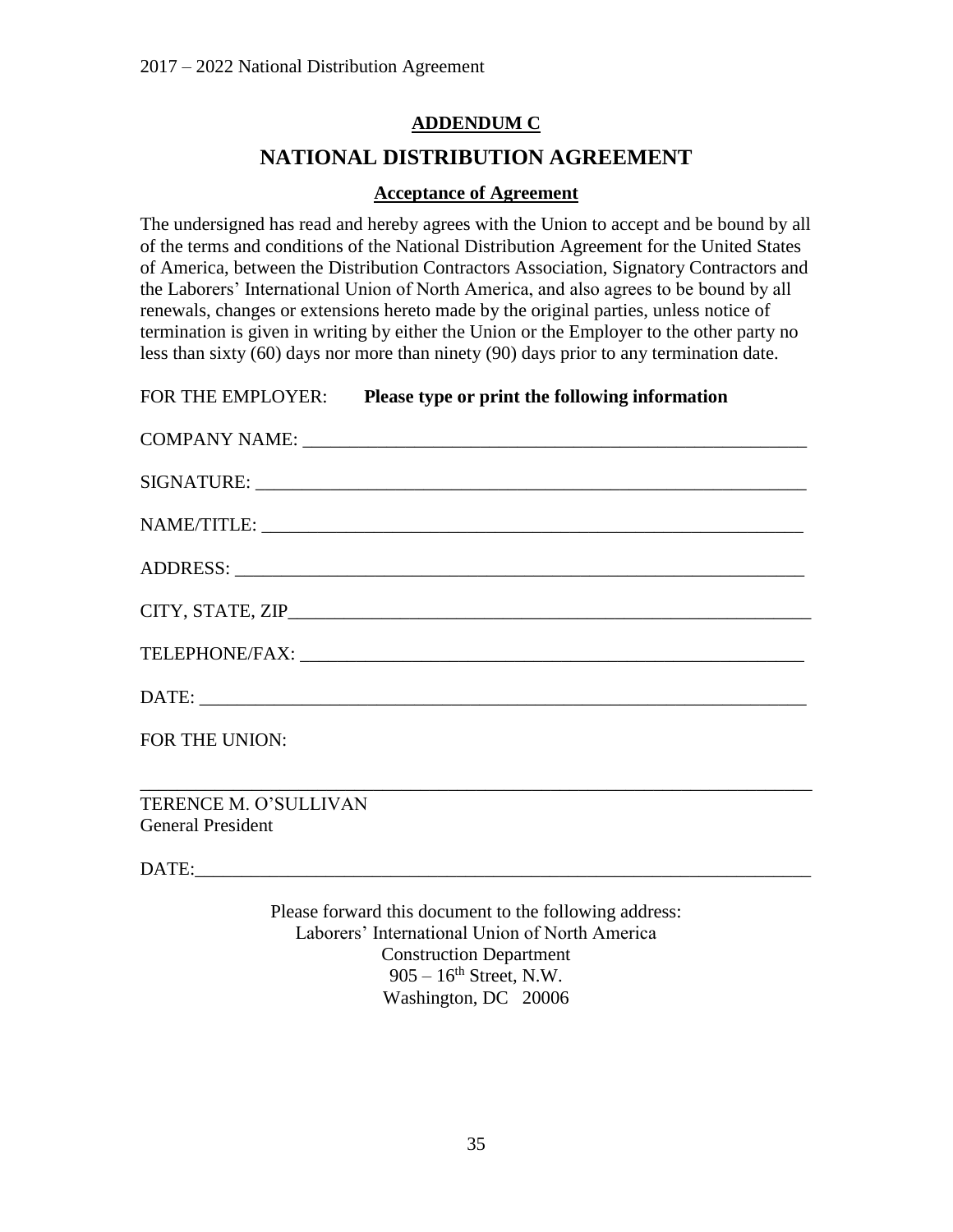## ADDENDUM C

# NATIONAL DISTRIBUTION AGREEMENT

### Acceptance of Agreement

The undersigned has read and hereby agrees with the Union to accept and be bound by all of the terms and conditions of the National Distribution Agreement for the United States of America, between the Distribution Contractors Association, Signatory Contractors and the Laborers' International Union of North America, and also agrees to be bound by all renewals, changes or extensions hereto made by the original parties, unless notice of termination is given in writing by either the Union or the Employer to the other party no less than sixty (60) days nor more than ninety (90) days prior to any termination date.

FOR THE EMPLOYER: **Please type or print the following information**

COMPANY NAME: _______________________________________________________

SIGNATURE: __________________________________________________________

NAME/TITLE: _________________________________________________________

ADDRESS: ____________________________________________________________

CITY, STATE, ZIP______________________________________________________

TELEPHONE/FAX: ______________________________________________________

DATE: _______________________________________________________________

FOR THE UNION:

_____________________________________________________________________

TERENCE M. O'SULLIVAN
General President

DATE:_______________________________________________________________

Please forward this document to the following address:
Laborers' International Union of North America
Construction Department
905 – 16th Street, N.W.
Washington, DC 20006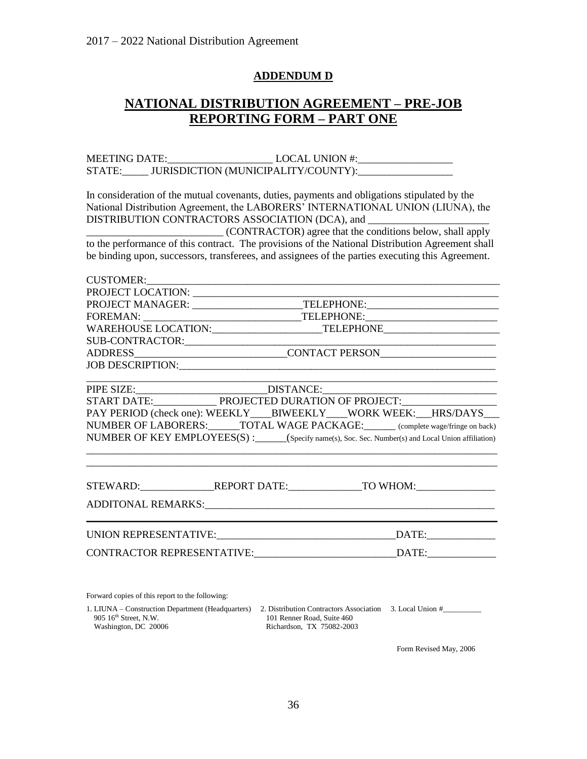## ADDENDUM D

# NATIONAL DISTRIBUTION AGREEMENT – PRE-JOB REPORTING FORM – PART ONE

MEETING DATE:____________________ LOCAL UNION #:__________________
STATE:_____ JURISDICTION (MUNICIPALITY/COUNTY):__________________

In consideration of the mutual covenants, duties, payments and obligations stipulated by the National Distribution Agreement, the LABORERS' INTERNATIONAL UNION (LIUNA), the DISTRIBUTION CONTRACTORS ASSOCIATION (DCA), and _______________________ _________________________ (CONTRACTOR) agree that the conditions below, shall apply to the performance of this contract. The provisions of the National Distribution Agreement shall be binding upon, successors, transferees, and assignees of the parties executing this Agreement.

CUSTOMER:_____________________________________________________________________
PROJECT LOCATION: ____________________________________________________________
PROJECT MANAGER: ____________________TELEPHONE:_________________________
FOREMAN: ______________________________TELEPHONE:_________________________
WAREHOUSE LOCATION:____________________TELEPHONE______________________
SUB-CONTRACTOR:________________________________________________________________
ADDRESS____________________________CONTACT PERSON______________________
JOB DESCRIPTION:_______________________________________________________________
______________________________________________________________________________
PIPE SIZE:_________________________DISTANCE:__________________________________
START DATE:____________ PROJECTED DURATION OF PROJECT:__________________
PAY PERIOD (check one): WEEKLY____BIWEEKLY____WORK WEEK:___HRS/DAYS___
NUMBER OF LABORERS:______TOTAL WAGE PACKAGE:______ (complete wage/fringe on back)
NUMBER OF KEY EMPLOYEES(S) :______(Specify name(s), Soc. Sec. Number(s) and Local Union affiliation)
______________________________________________________________________________
______________________________________________________________________________

STEWARD:______________REPORT DATE:______________TO WHOM:_______________

ADDITONAL REMARKS:_____________________________________________________________

______________________________________________________________________________

UNION REPRESENTATIVE:_________________________________DATE:_____________

CONTRACTOR REPRESENTATIVE:__________________________DATE:_____________

Forward copies of this report to the following:

1. LIUNA – Construction Department (Headquarters)
   905 16th Street, N.W.
   Washington, DC 20006
2. Distribution Contractors Association
   101 Renner Road, Suite 460
   Richardson, TX 75082-2003
3. Local Union #__________

Form Revised May, 2006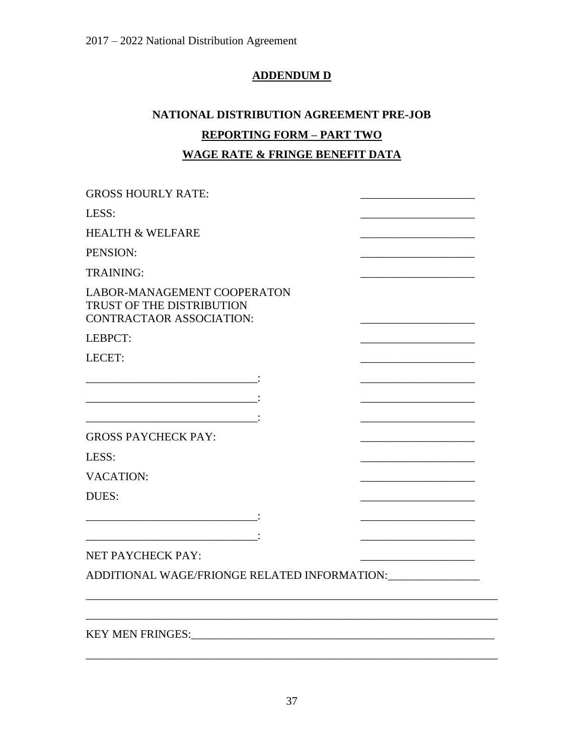## ADDENDUM D

### NATIONAL DISTRIBUTION AGREEMENT PRE-JOB

### REPORTING FORM – PART TWO

### WAGE RATE & FRINGE BENEFIT DATA

| | |
|---|---|
| GROSS HOURLY RATE: | ____________________ |
| LESS: | ____________________ |
| HEALTH & WELFARE | ____________________ |
| PENSION: | ____________________ |
| TRAINING: | ____________________ |
| LABOR-MANAGEMENT COOPERATON TRUST OF THE DISTRIBUTION CONTRACTAOR ASSOCIATION: | ____________________ |
| LEBPCT: | ____________________ |
| LECET: | ____________________ |
| ______________________________: | ____________________ |
| ______________________________: | ____________________ |
| ______________________________: | ____________________ |
| GROSS PAYCHECK PAY: | ____________________ |
| LESS: | ____________________ |
| VACATION: | ____________________ |
| DUES: | ____________________ |
| ______________________________: | ____________________ |
| ______________________________: | ____________________ |
| NET PAYCHECK PAY: | ____________________ |

ADDITIONAL WAGE/FRIONGE RELATED INFORMATION:________________

___________________________________________________________________________

___________________________________________________________________________

KEY MEN FRINGES:_______________________________________________________

___________________________________________________________________________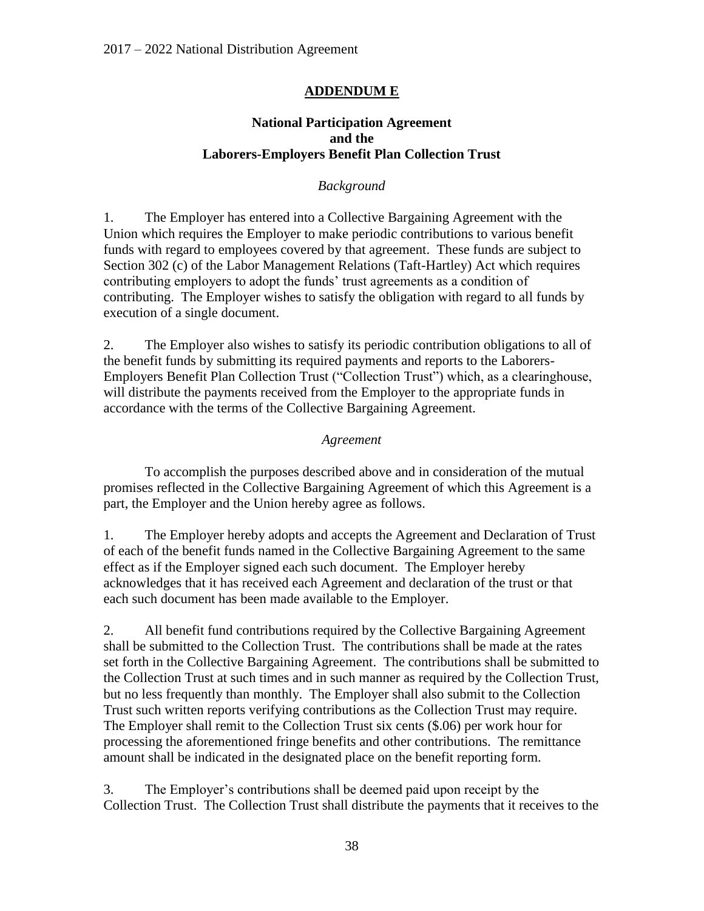## ADDENDUM E

### National Participation Agreement and the Laborers-Employers Benefit Plan Collection Trust

*Background*

1. The Employer has entered into a Collective Bargaining Agreement with the Union which requires the Employer to make periodic contributions to various benefit funds with regard to employees covered by that agreement. These funds are subject to Section 302 (c) of the Labor Management Relations (Taft-Hartley) Act which requires contributing employers to adopt the funds' trust agreements as a condition of contributing. The Employer wishes to satisfy the obligation with regard to all funds by execution of a single document.

2. The Employer also wishes to satisfy its periodic contribution obligations to all of the benefit funds by submitting its required payments and reports to the Laborers-Employers Benefit Plan Collection Trust ("Collection Trust") which, as a clearinghouse, will distribute the payments received from the Employer to the appropriate funds in accordance with the terms of the Collective Bargaining Agreement.

*Agreement*

To accomplish the purposes described above and in consideration of the mutual promises reflected in the Collective Bargaining Agreement of which this Agreement is a part, the Employer and the Union hereby agree as follows.

1. The Employer hereby adopts and accepts the Agreement and Declaration of Trust of each of the benefit funds named in the Collective Bargaining Agreement to the same effect as if the Employer signed each such document. The Employer hereby acknowledges that it has received each Agreement and declaration of the trust or that each such document has been made available to the Employer.

2. All benefit fund contributions required by the Collective Bargaining Agreement shall be submitted to the Collection Trust. The contributions shall be made at the rates set forth in the Collective Bargaining Agreement. The contributions shall be submitted to the Collection Trust at such times and in such manner as required by the Collection Trust, but no less frequently than monthly. The Employer shall also submit to the Collection Trust such written reports verifying contributions as the Collection Trust may require. The Employer shall remit to the Collection Trust six cents ($.06) per work hour for processing the aforementioned fringe benefits and other contributions. The remittance amount shall be indicated in the designated place on the benefit reporting form.

3. The Employer's contributions shall be deemed paid upon receipt by the Collection Trust. The Collection Trust shall distribute the payments that it receives to the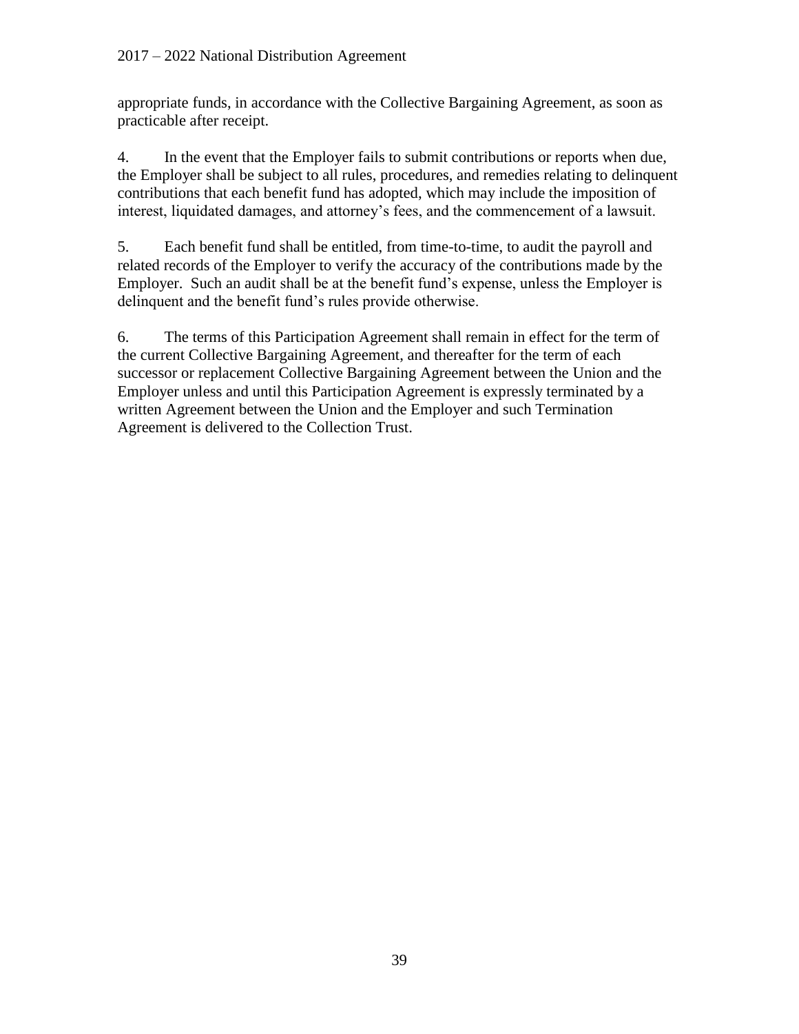appropriate funds, in accordance with the Collective Bargaining Agreement, as soon as practicable after receipt.

4. In the event that the Employer fails to submit contributions or reports when due, the Employer shall be subject to all rules, procedures, and remedies relating to delinquent contributions that each benefit fund has adopted, which may include the imposition of interest, liquidated damages, and attorney's fees, and the commencement of a lawsuit.

5. Each benefit fund shall be entitled, from time-to-time, to audit the payroll and related records of the Employer to verify the accuracy of the contributions made by the Employer. Such an audit shall be at the benefit fund's expense, unless the Employer is delinquent and the benefit fund's rules provide otherwise.

6. The terms of this Participation Agreement shall remain in effect for the term of the current Collective Bargaining Agreement, and thereafter for the term of each successor or replacement Collective Bargaining Agreement between the Union and the Employer unless and until this Participation Agreement is expressly terminated by a written Agreement between the Union and the Employer and such Termination Agreement is delivered to the Collection Trust.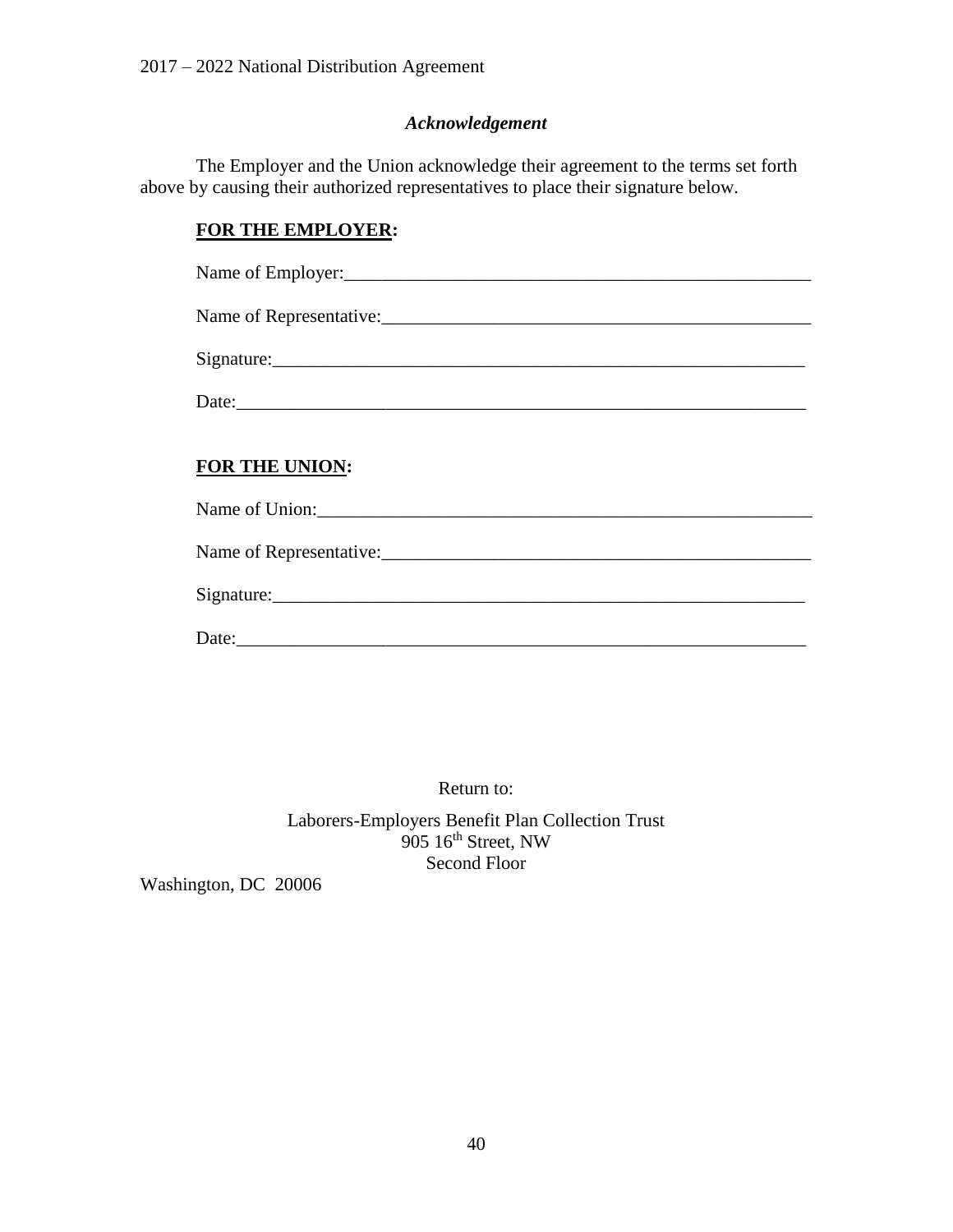*Acknowledgement*

The Employer and the Union acknowledge their agreement to the terms set forth above by causing their authorized representatives to place their signature below.

**FOR THE EMPLOYER:**

Name of Employer:___________________________________________________

Name of Representative:______________________________________________

Signature:_________________________________________________________

Date:_____________________________________________________________

**FOR THE UNION:**

Name of Union:______________________________________________________

Name of Representative:______________________________________________

Signature:_________________________________________________________

Date:_____________________________________________________________

Return to:

Laborers-Employers Benefit Plan Collection Trust
905 16th Street, NW
Second Floor
Washington, DC 20006